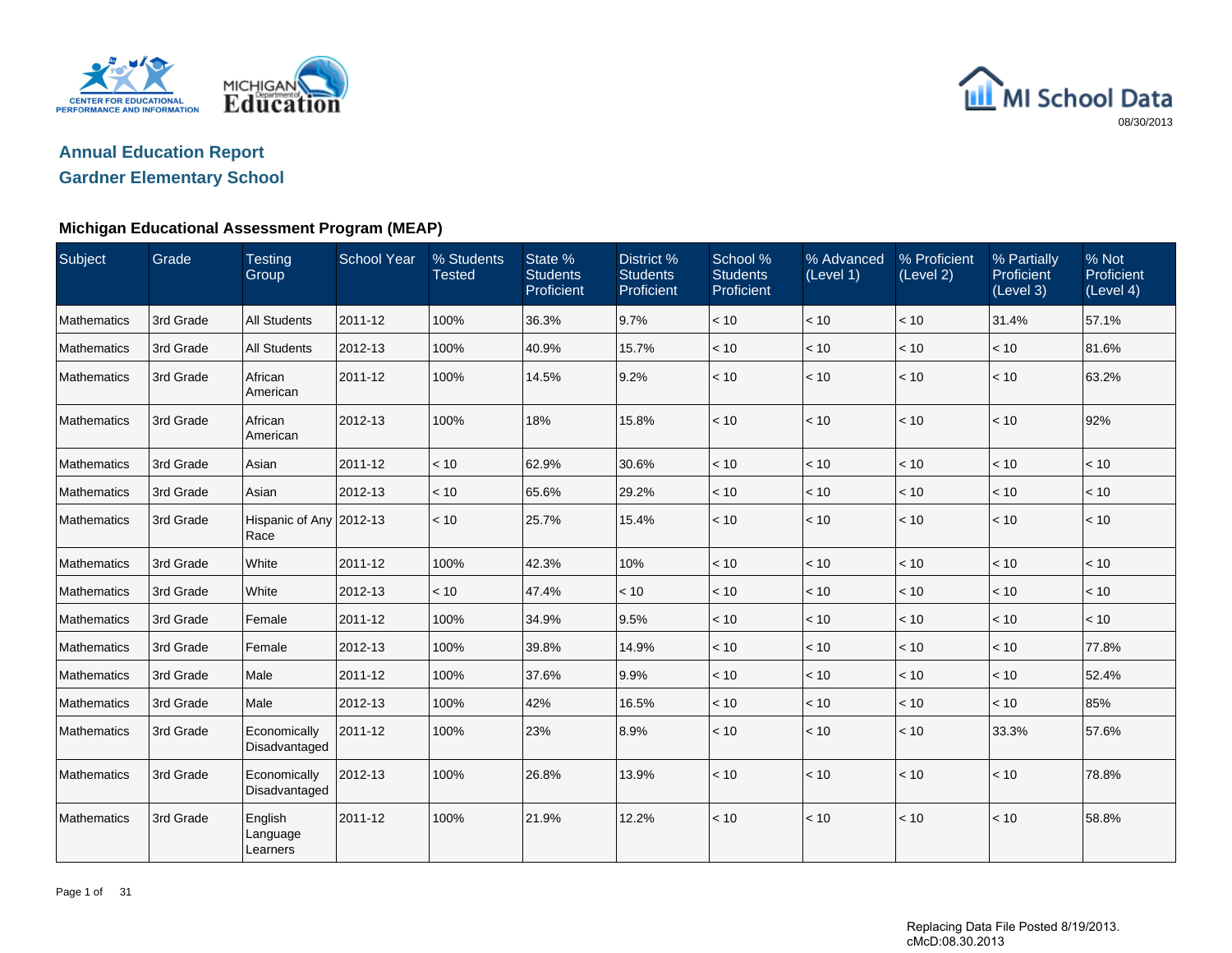MI School Data

08/30/2013

## Annual Education Report
## Gardner Elementary School

### Michigan Educational Assessment Program (MEAP)

| Subject | Grade | Testing Group | School Year | % Students Tested | State % Students Proficient | District % Students Proficient | School % Students Proficient | % Advanced (Level 1) | % Proficient (Level 2) | % Partially Proficient (Level 3) | % Not Proficient (Level 4) |
|---|---|---|---|---|---|---|---|---|---|---|---|
| Mathematics | 3rd Grade | All Students | 2011-12 | 100% | 36.3% | 9.7% | < 10 | < 10 | < 10 | 31.4% | 57.1% |
| Mathematics | 3rd Grade | All Students | 2012-13 | 100% | 40.9% | 15.7% | < 10 | < 10 | < 10 | < 10 | 81.6% |
| Mathematics | 3rd Grade | African American | 2011-12 | 100% | 14.5% | 9.2% | < 10 | < 10 | < 10 | < 10 | 63.2% |
| Mathematics | 3rd Grade | African American | 2012-13 | 100% | 18% | 15.8% | < 10 | < 10 | < 10 | < 10 | 92% |
| Mathematics | 3rd Grade | Asian | 2011-12 | < 10 | 62.9% | 30.6% | < 10 | < 10 | < 10 | < 10 | < 10 |
| Mathematics | 3rd Grade | Asian | 2012-13 | < 10 | 65.6% | 29.2% | < 10 | < 10 | < 10 | < 10 | < 10 |
| Mathematics | 3rd Grade | Hispanic of Any Race | 2012-13 | < 10 | 25.7% | 15.4% | < 10 | < 10 | < 10 | < 10 | < 10 |
| Mathematics | 3rd Grade | White | 2011-12 | 100% | 42.3% | 10% | < 10 | < 10 | < 10 | < 10 | < 10 |
| Mathematics | 3rd Grade | White | 2012-13 | < 10 | 47.4% | < 10 | < 10 | < 10 | < 10 | < 10 | < 10 |
| Mathematics | 3rd Grade | Female | 2011-12 | 100% | 34.9% | 9.5% | < 10 | < 10 | < 10 | < 10 | < 10 |
| Mathematics | 3rd Grade | Female | 2012-13 | 100% | 39.8% | 14.9% | < 10 | < 10 | < 10 | < 10 | 77.8% |
| Mathematics | 3rd Grade | Male | 2011-12 | 100% | 37.6% | 9.9% | < 10 | < 10 | < 10 | < 10 | 52.4% |
| Mathematics | 3rd Grade | Male | 2012-13 | 100% | 42% | 16.5% | < 10 | < 10 | < 10 | < 10 | 85% |
| Mathematics | 3rd Grade | Economically Disadvantaged | 2011-12 | 100% | 23% | 8.9% | < 10 | < 10 | < 10 | 33.3% | 57.6% |
| Mathematics | 3rd Grade | Economically Disadvantaged | 2012-13 | 100% | 26.8% | 13.9% | < 10 | < 10 | < 10 | < 10 | 78.8% |
| Mathematics | 3rd Grade | English Language Learners | 2011-12 | 100% | 21.9% | 12.2% | < 10 | < 10 | < 10 | < 10 | 58.8% |

Replacing Data File Posted 8/19/2013.
cMcD:08.30.2013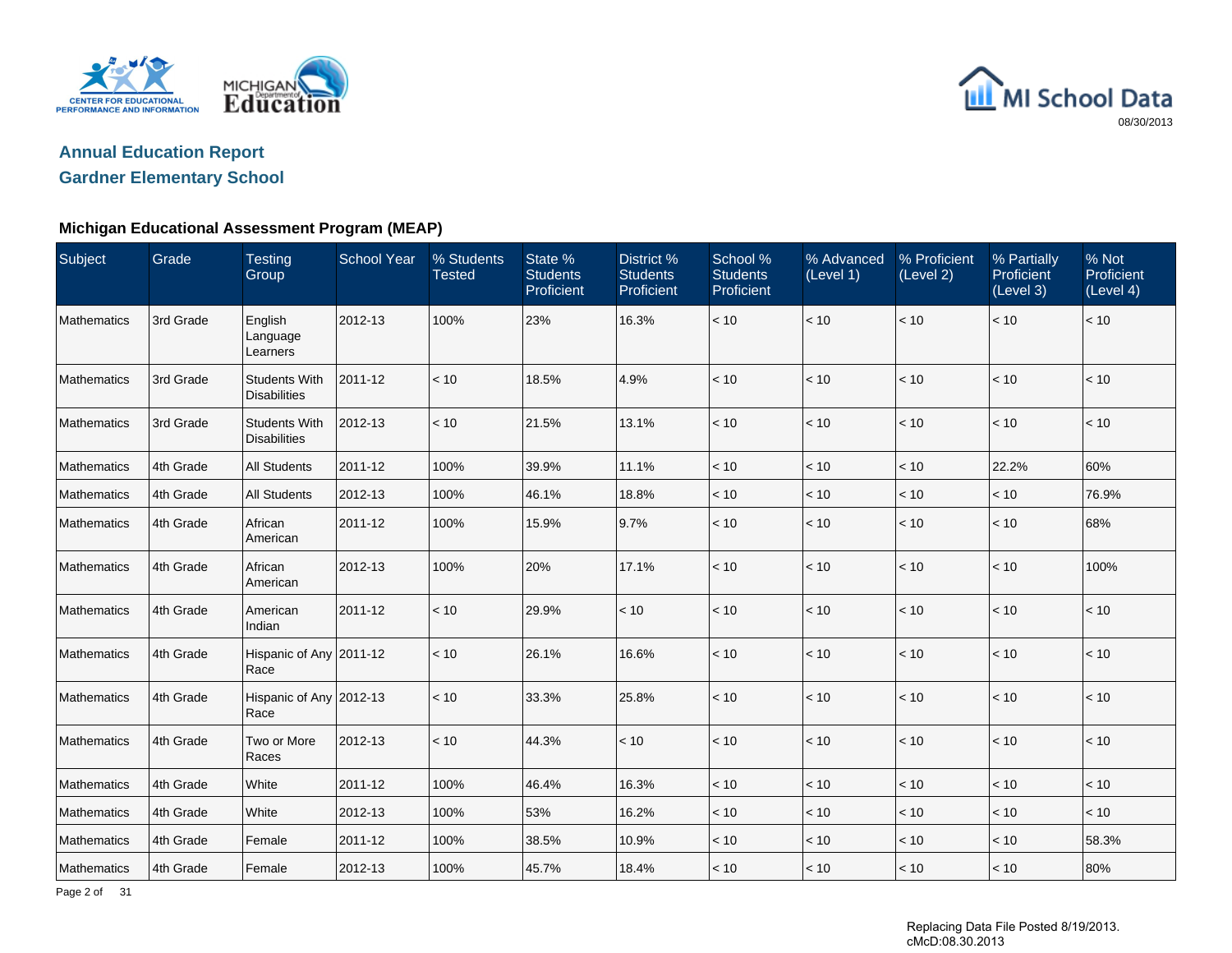## Annual Education Report

## Gardner Elementary School

### Michigan Educational Assessment Program (MEAP)

| Subject | Grade | Testing Group | School Year | % Students Tested | State % Students Proficient | District % Students Proficient | School % Students Proficient | % Advanced (Level 1) | % Proficient (Level 2) | % Partially Proficient (Level 3) | % Not Proficient (Level 4) |
|---|---|---|---|---|---|---|---|---|---|---|---|
| Mathematics | 3rd Grade | English Language Learners | 2012-13 | 100% | 23% | 16.3% | < 10 | < 10 | < 10 | < 10 | < 10 |
| Mathematics | 3rd Grade | Students With Disabilities | 2011-12 | < 10 | 18.5% | 4.9% | < 10 | < 10 | < 10 | < 10 | < 10 |
| Mathematics | 3rd Grade | Students With Disabilities | 2012-13 | < 10 | 21.5% | 13.1% | < 10 | < 10 | < 10 | < 10 | < 10 |
| Mathematics | 4th Grade | All Students | 2011-12 | 100% | 39.9% | 11.1% | < 10 | < 10 | < 10 | 22.2% | 60% |
| Mathematics | 4th Grade | All Students | 2012-13 | 100% | 46.1% | 18.8% | < 10 | < 10 | < 10 | < 10 | 76.9% |
| Mathematics | 4th Grade | African American | 2011-12 | 100% | 15.9% | 9.7% | < 10 | < 10 | < 10 | < 10 | 68% |
| Mathematics | 4th Grade | African American | 2012-13 | 100% | 20% | 17.1% | < 10 | < 10 | < 10 | < 10 | 100% |
| Mathematics | 4th Grade | American Indian | 2011-12 | < 10 | 29.9% | < 10 | < 10 | < 10 | < 10 | < 10 | < 10 |
| Mathematics | 4th Grade | Hispanic of Any Race | 2011-12 | < 10 | 26.1% | 16.6% | < 10 | < 10 | < 10 | < 10 | < 10 |
| Mathematics | 4th Grade | Hispanic of Any Race | 2012-13 | < 10 | 33.3% | 25.8% | < 10 | < 10 | < 10 | < 10 | < 10 |
| Mathematics | 4th Grade | Two or More Races | 2012-13 | < 10 | 44.3% | < 10 | < 10 | < 10 | < 10 | < 10 | < 10 |
| Mathematics | 4th Grade | White | 2011-12 | 100% | 46.4% | 16.3% | < 10 | < 10 | < 10 | < 10 | < 10 |
| Mathematics | 4th Grade | White | 2012-13 | 100% | 53% | 16.2% | < 10 | < 10 | < 10 | < 10 | < 10 |
| Mathematics | 4th Grade | Female | 2011-12 | 100% | 38.5% | 10.9% | < 10 | < 10 | < 10 | < 10 | 58.3% |
| Mathematics | 4th Grade | Female | 2012-13 | 100% | 45.7% | 18.4% | < 10 | < 10 | < 10 | < 10 | 80% |

Replacing Data File Posted 8/19/2013.
cMcD:08.30.2013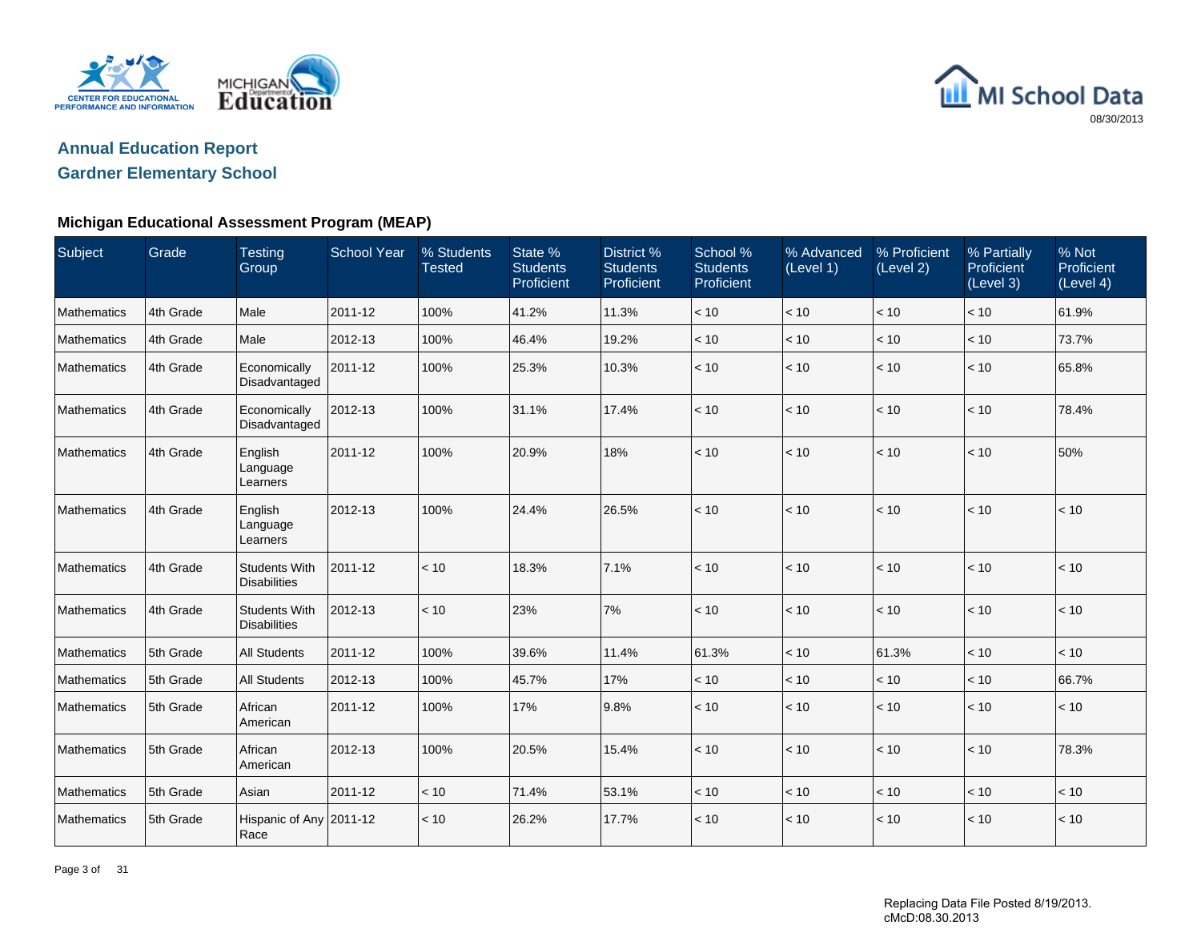## Annual Education Report

## Gardner Elementary School

08/30/2013

### Michigan Educational Assessment Program (MEAP)

| Subject | Grade | Testing Group | School Year | % Students Tested | State % Students Proficient | District % Students Proficient | School % Students Proficient | % Advanced (Level 1) | % Proficient (Level 2) | % Partially Proficient (Level 3) | % Not Proficient (Level 4) |
|---|---|---|---|---|---|---|---|---|---|---|---|
| Mathematics | 4th Grade | Male | 2011-12 | 100% | 41.2% | 11.3% | < 10 | < 10 | < 10 | < 10 | 61.9% |
| Mathematics | 4th Grade | Male | 2012-13 | 100% | 46.4% | 19.2% | < 10 | < 10 | < 10 | < 10 | 73.7% |
| Mathematics | 4th Grade | Economically Disadvantaged | 2011-12 | 100% | 25.3% | 10.3% | < 10 | < 10 | < 10 | < 10 | 65.8% |
| Mathematics | 4th Grade | Economically Disadvantaged | 2012-13 | 100% | 31.1% | 17.4% | < 10 | < 10 | < 10 | < 10 | 78.4% |
| Mathematics | 4th Grade | English Language Learners | 2011-12 | 100% | 20.9% | 18% | < 10 | < 10 | < 10 | < 10 | 50% |
| Mathematics | 4th Grade | English Language Learners | 2012-13 | 100% | 24.4% | 26.5% | < 10 | < 10 | < 10 | < 10 | < 10 |
| Mathematics | 4th Grade | Students With Disabilities | 2011-12 | < 10 | 18.3% | 7.1% | < 10 | < 10 | < 10 | < 10 | < 10 |
| Mathematics | 4th Grade | Students With Disabilities | 2012-13 | < 10 | 23% | 7% | < 10 | < 10 | < 10 | < 10 | < 10 |
| Mathematics | 5th Grade | All Students | 2011-12 | 100% | 39.6% | 11.4% | 61.3% | < 10 | 61.3% | < 10 | < 10 |
| Mathematics | 5th Grade | All Students | 2012-13 | 100% | 45.7% | 17% | < 10 | < 10 | < 10 | < 10 | 66.7% |
| Mathematics | 5th Grade | African American | 2011-12 | 100% | 17% | 9.8% | < 10 | < 10 | < 10 | < 10 | < 10 |
| Mathematics | 5th Grade | African American | 2012-13 | 100% | 20.5% | 15.4% | < 10 | < 10 | < 10 | < 10 | 78.3% |
| Mathematics | 5th Grade | Asian | 2011-12 | < 10 | 71.4% | 53.1% | < 10 | < 10 | < 10 | < 10 | < 10 |
| Mathematics | 5th Grade | Hispanic of Any Race | 2011-12 | < 10 | 26.2% | 17.7% | < 10 | < 10 | < 10 | < 10 | < 10 |

Replacing Data File Posted 8/19/2013.
cMcD:08.30.2013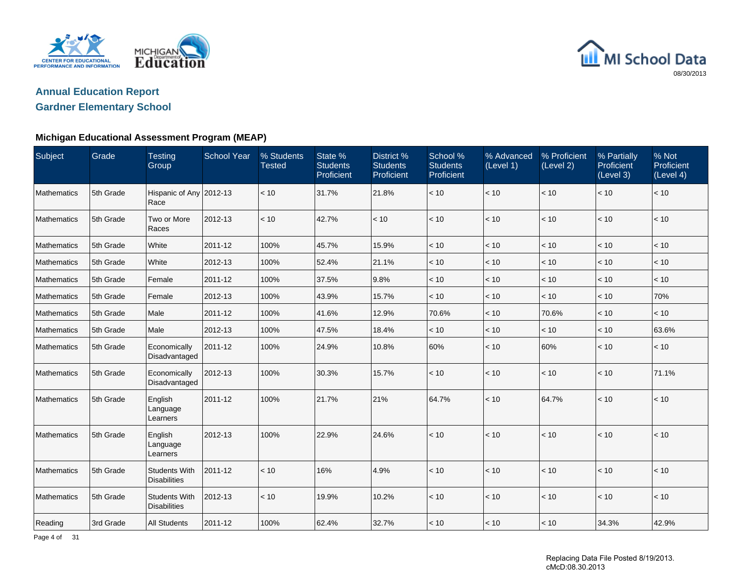## Annual Education Report

## Gardner Elementary School

### Michigan Educational Assessment Program (MEAP)

| Subject | Grade | Testing Group | School Year | % Students Tested | State % Students Proficient | District % Students Proficient | School % Students Proficient | % Advanced (Level 1) | % Proficient (Level 2) | % Partially Proficient (Level 3) | % Not Proficient (Level 4) |
|---|---|---|---|---|---|---|---|---|---|---|---|
| Mathematics | 5th Grade | Hispanic of Any Race | 2012-13 | < 10 | 31.7% | 21.8% | < 10 | < 10 | < 10 | < 10 | < 10 |
| Mathematics | 5th Grade | Two or More Races | 2012-13 | < 10 | 42.7% | < 10 | < 10 | < 10 | < 10 | < 10 | < 10 |
| Mathematics | 5th Grade | White | 2011-12 | 100% | 45.7% | 15.9% | < 10 | < 10 | < 10 | < 10 | < 10 |
| Mathematics | 5th Grade | White | 2012-13 | 100% | 52.4% | 21.1% | < 10 | < 10 | < 10 | < 10 | < 10 |
| Mathematics | 5th Grade | Female | 2011-12 | 100% | 37.5% | 9.8% | < 10 | < 10 | < 10 | < 10 | < 10 |
| Mathematics | 5th Grade | Female | 2012-13 | 100% | 43.9% | 15.7% | < 10 | < 10 | < 10 | < 10 | 70% |
| Mathematics | 5th Grade | Male | 2011-12 | 100% | 41.6% | 12.9% | 70.6% | < 10 | 70.6% | < 10 | < 10 |
| Mathematics | 5th Grade | Male | 2012-13 | 100% | 47.5% | 18.4% | < 10 | < 10 | < 10 | < 10 | 63.6% |
| Mathematics | 5th Grade | Economically Disadvantaged | 2011-12 | 100% | 24.9% | 10.8% | 60% | < 10 | 60% | < 10 | < 10 |
| Mathematics | 5th Grade | Economically Disadvantaged | 2012-13 | 100% | 30.3% | 15.7% | < 10 | < 10 | < 10 | < 10 | 71.1% |
| Mathematics | 5th Grade | English Language Learners | 2011-12 | 100% | 21.7% | 21% | 64.7% | < 10 | 64.7% | < 10 | < 10 |
| Mathematics | 5th Grade | English Language Learners | 2012-13 | 100% | 22.9% | 24.6% | < 10 | < 10 | < 10 | < 10 | < 10 |
| Mathematics | 5th Grade | Students With Disabilities | 2011-12 | < 10 | 16% | 4.9% | < 10 | < 10 | < 10 | < 10 | < 10 |
| Mathematics | 5th Grade | Students With Disabilities | 2012-13 | < 10 | 19.9% | 10.2% | < 10 | < 10 | < 10 | < 10 | < 10 |
| Reading | 3rd Grade | All Students | 2011-12 | 100% | 62.4% | 32.7% | < 10 | < 10 | < 10 | 34.3% | 42.9% |

Replacing Data File Posted 8/19/2013.
cMcD:08.30.2013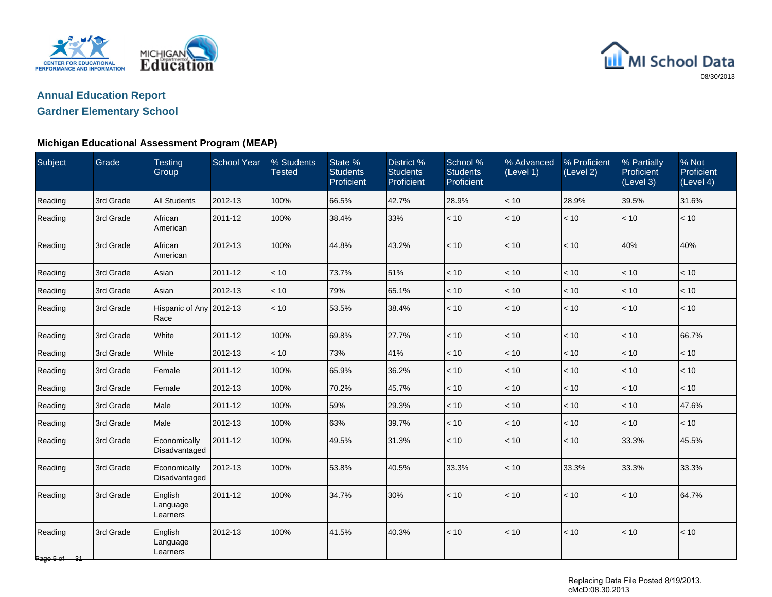MI School Data

08/30/2013

# Annual Education Report

## Gardner Elementary School

### Michigan Educational Assessment Program (MEAP)

| Subject | Grade | Testing Group | School Year | % Students Tested | State % Students Proficient | District % Students Proficient | School % Students Proficient | % Advanced (Level 1) | % Proficient (Level 2) | % Partially Proficient (Level 3) | % Not Proficient (Level 4) |
|---|---|---|---|---|---|---|---|---|---|---|---|
| Reading | 3rd Grade | All Students | 2012-13 | 100% | 66.5% | 42.7% | 28.9% | < 10 | 28.9% | 39.5% | 31.6% |
| Reading | 3rd Grade | African American | 2011-12 | 100% | 38.4% | 33% | < 10 | < 10 | < 10 | < 10 | < 10 |
| Reading | 3rd Grade | African American | 2012-13 | 100% | 44.8% | 43.2% | < 10 | < 10 | < 10 | 40% | 40% |
| Reading | 3rd Grade | Asian | 2011-12 | < 10 | 73.7% | 51% | < 10 | < 10 | < 10 | < 10 | < 10 |
| Reading | 3rd Grade | Asian | 2012-13 | < 10 | 79% | 65.1% | < 10 | < 10 | < 10 | < 10 | < 10 |
| Reading | 3rd Grade | Hispanic of Any Race | 2012-13 | < 10 | 53.5% | 38.4% | < 10 | < 10 | < 10 | < 10 | < 10 |
| Reading | 3rd Grade | White | 2011-12 | 100% | 69.8% | 27.7% | < 10 | < 10 | < 10 | < 10 | 66.7% |
| Reading | 3rd Grade | White | 2012-13 | < 10 | 73% | 41% | < 10 | < 10 | < 10 | < 10 | < 10 |
| Reading | 3rd Grade | Female | 2011-12 | 100% | 65.9% | 36.2% | < 10 | < 10 | < 10 | < 10 | < 10 |
| Reading | 3rd Grade | Female | 2012-13 | 100% | 70.2% | 45.7% | < 10 | < 10 | < 10 | < 10 | < 10 |
| Reading | 3rd Grade | Male | 2011-12 | 100% | 59% | 29.3% | < 10 | < 10 | < 10 | < 10 | 47.6% |
| Reading | 3rd Grade | Male | 2012-13 | 100% | 63% | 39.7% | < 10 | < 10 | < 10 | < 10 | < 10 |
| Reading | 3rd Grade | Economically Disadvantaged | 2011-12 | 100% | 49.5% | 31.3% | < 10 | < 10 | < 10 | 33.3% | 45.5% |
| Reading | 3rd Grade | Economically Disadvantaged | 2012-13 | 100% | 53.8% | 40.5% | 33.3% | < 10 | 33.3% | 33.3% | 33.3% |
| Reading | 3rd Grade | English Language Learners | 2011-12 | 100% | 34.7% | 30% | < 10 | < 10 | < 10 | < 10 | 64.7% |
| Reading | 3rd Grade | English Language Learners | 2012-13 | 100% | 41.5% | 40.3% | < 10 | < 10 | < 10 | < 10 | < 10 |

Replacing Data File Posted 8/19/2013.
cMcD:08.30.2013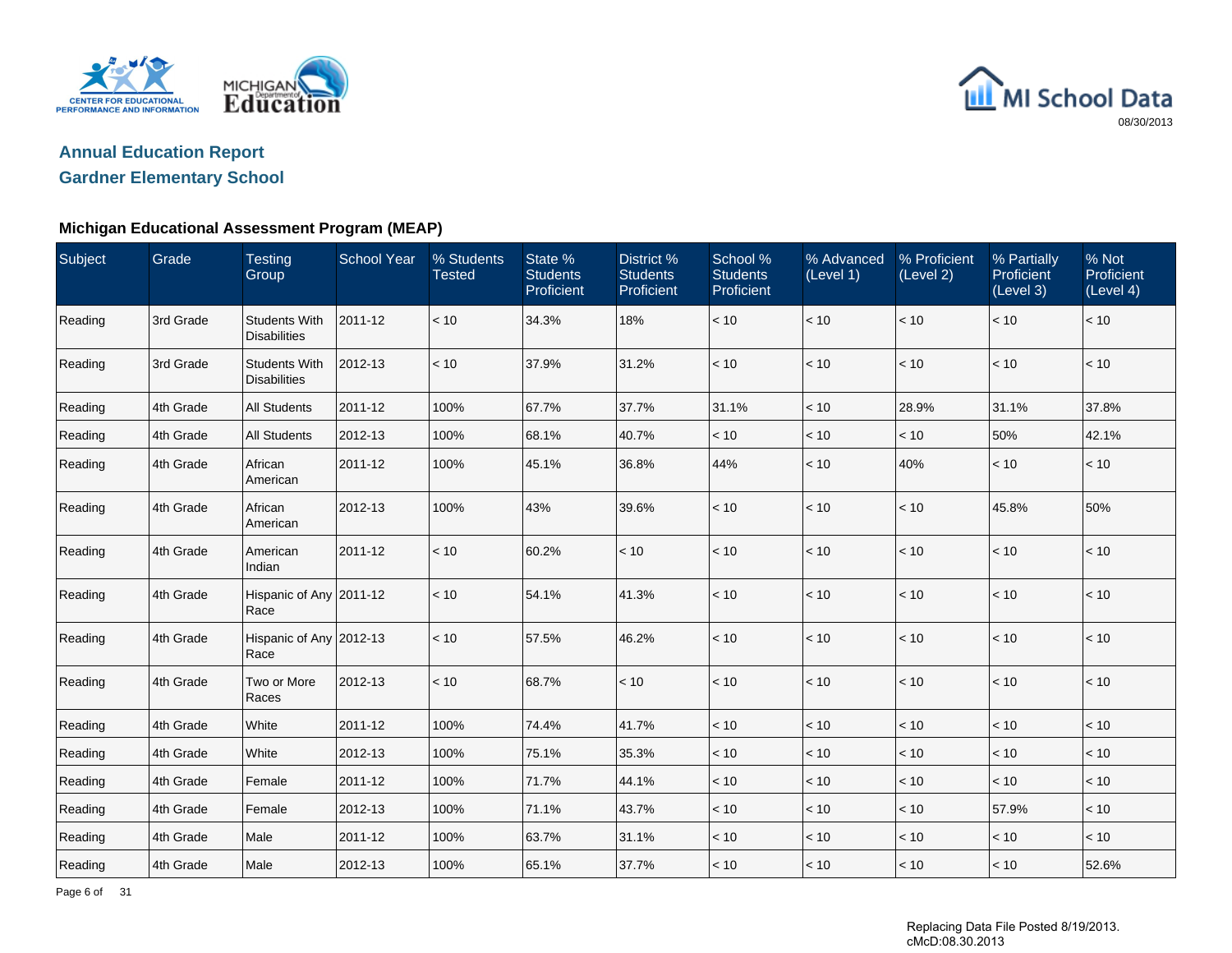# Annual Education Report

## Gardner Elementary School

### Michigan Educational Assessment Program (MEAP)

| Subject | Grade | Testing Group | School Year | % Students Tested | State % Students Proficient | District % Students Proficient | School % Students Proficient | % Advanced (Level 1) | % Proficient (Level 2) | % Partially Proficient (Level 3) | % Not Proficient (Level 4) |
|---|---|---|---|---|---|---|---|---|---|---|---|
| Reading | 3rd Grade | Students With Disabilities | 2011-12 | < 10 | 34.3% | 18% | < 10 | < 10 | < 10 | < 10 | < 10 |
| Reading | 3rd Grade | Students With Disabilities | 2012-13 | < 10 | 37.9% | 31.2% | < 10 | < 10 | < 10 | < 10 | < 10 |
| Reading | 4th Grade | All Students | 2011-12 | 100% | 67.7% | 37.7% | 31.1% | < 10 | 28.9% | 31.1% | 37.8% |
| Reading | 4th Grade | All Students | 2012-13 | 100% | 68.1% | 40.7% | < 10 | < 10 | < 10 | 50% | 42.1% |
| Reading | 4th Grade | African American | 2011-12 | 100% | 45.1% | 36.8% | 44% | < 10 | 40% | < 10 | < 10 |
| Reading | 4th Grade | African American | 2012-13 | 100% | 43% | 39.6% | < 10 | < 10 | < 10 | 45.8% | 50% |
| Reading | 4th Grade | American Indian | 2011-12 | < 10 | 60.2% | < 10 | < 10 | < 10 | < 10 | < 10 | < 10 |
| Reading | 4th Grade | Hispanic of Any Race | 2011-12 | < 10 | 54.1% | 41.3% | < 10 | < 10 | < 10 | < 10 | < 10 |
| Reading | 4th Grade | Hispanic of Any Race | 2012-13 | < 10 | 57.5% | 46.2% | < 10 | < 10 | < 10 | < 10 | < 10 |
| Reading | 4th Grade | Two or More Races | 2012-13 | < 10 | 68.7% | < 10 | < 10 | < 10 | < 10 | < 10 | < 10 |
| Reading | 4th Grade | White | 2011-12 | 100% | 74.4% | 41.7% | < 10 | < 10 | < 10 | < 10 | < 10 |
| Reading | 4th Grade | White | 2012-13 | 100% | 75.1% | 35.3% | < 10 | < 10 | < 10 | < 10 | < 10 |
| Reading | 4th Grade | Female | 2011-12 | 100% | 71.7% | 44.1% | < 10 | < 10 | < 10 | < 10 | < 10 |
| Reading | 4th Grade | Female | 2012-13 | 100% | 71.1% | 43.7% | < 10 | < 10 | < 10 | 57.9% | < 10 |
| Reading | 4th Grade | Male | 2011-12 | 100% | 63.7% | 31.1% | < 10 | < 10 | < 10 | < 10 | < 10 |
| Reading | 4th Grade | Male | 2012-13 | 100% | 65.1% | 37.7% | < 10 | < 10 | < 10 | < 10 | 52.6% |

Replacing Data File Posted 8/19/2013.
cMcD:08.30.2013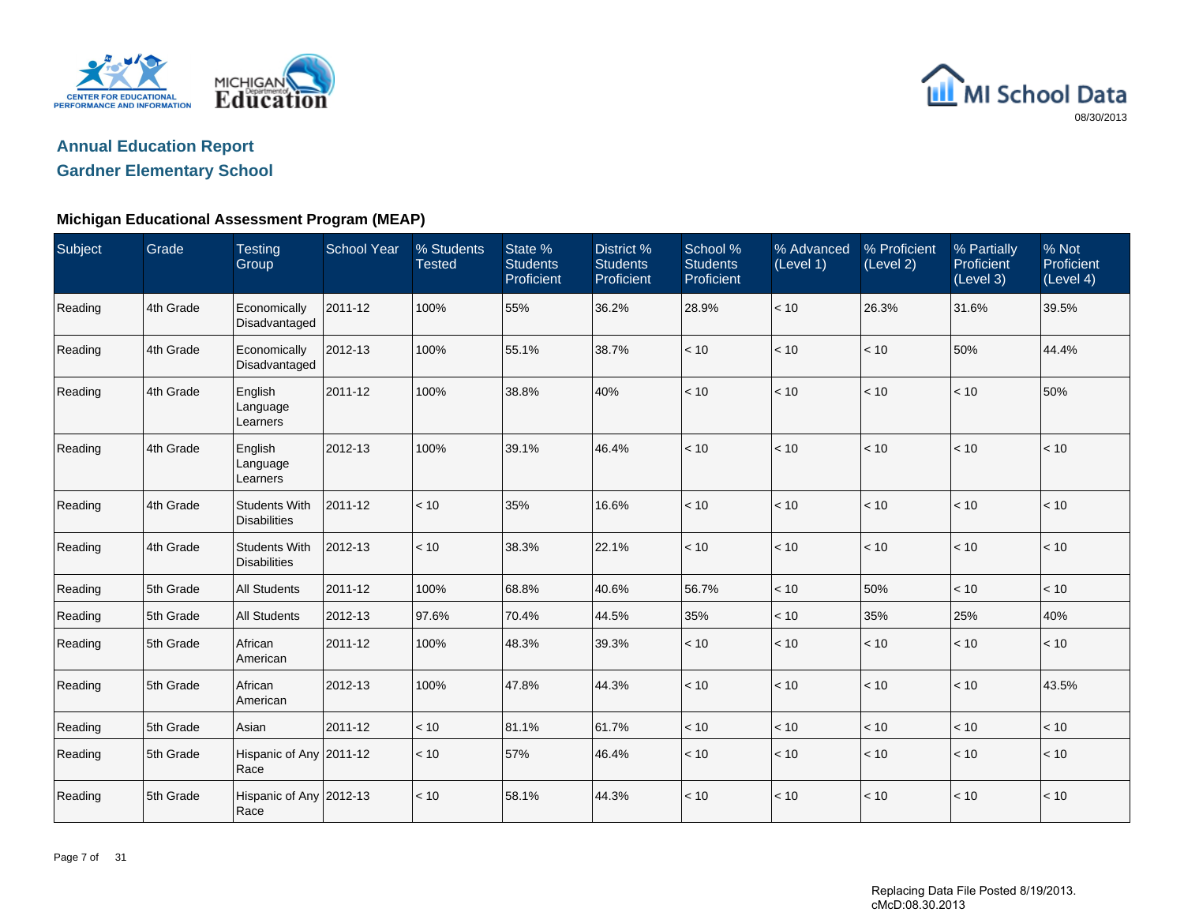MI School Data

08/30/2013

## Annual Education Report

## Gardner Elementary School

### Michigan Educational Assessment Program (MEAP)

| Subject | Grade | Testing Group | School Year | % Students Tested | State % Students Proficient | District % Students Proficient | School % Students Proficient | % Advanced (Level 1) | % Proficient (Level 2) | % Partially Proficient (Level 3) | % Not Proficient (Level 4) |
|---|---|---|---|---|---|---|---|---|---|---|---|
| Reading | 4th Grade | Economically Disadvantaged | 2011-12 | 100% | 55% | 36.2% | 28.9% | < 10 | 26.3% | 31.6% | 39.5% |
| Reading | 4th Grade | Economically Disadvantaged | 2012-13 | 100% | 55.1% | 38.7% | < 10 | < 10 | < 10 | 50% | 44.4% |
| Reading | 4th Grade | English Language Learners | 2011-12 | 100% | 38.8% | 40% | < 10 | < 10 | < 10 | < 10 | 50% |
| Reading | 4th Grade | English Language Learners | 2012-13 | 100% | 39.1% | 46.4% | < 10 | < 10 | < 10 | < 10 | < 10 |
| Reading | 4th Grade | Students With Disabilities | 2011-12 | < 10 | 35% | 16.6% | < 10 | < 10 | < 10 | < 10 | < 10 |
| Reading | 4th Grade | Students With Disabilities | 2012-13 | < 10 | 38.3% | 22.1% | < 10 | < 10 | < 10 | < 10 | < 10 |
| Reading | 5th Grade | All Students | 2011-12 | 100% | 68.8% | 40.6% | 56.7% | < 10 | 50% | < 10 | < 10 |
| Reading | 5th Grade | All Students | 2012-13 | 97.6% | 70.4% | 44.5% | 35% | < 10 | 35% | 25% | 40% |
| Reading | 5th Grade | African American | 2011-12 | 100% | 48.3% | 39.3% | < 10 | < 10 | < 10 | < 10 | < 10 |
| Reading | 5th Grade | African American | 2012-13 | 100% | 47.8% | 44.3% | < 10 | < 10 | < 10 | < 10 | 43.5% |
| Reading | 5th Grade | Asian | 2011-12 | < 10 | 81.1% | 61.7% | < 10 | < 10 | < 10 | < 10 | < 10 |
| Reading | 5th Grade | Hispanic of Any Race | 2011-12 | < 10 | 57% | 46.4% | < 10 | < 10 | < 10 | < 10 | < 10 |
| Reading | 5th Grade | Hispanic of Any Race | 2012-13 | < 10 | 58.1% | 44.3% | < 10 | < 10 | < 10 | < 10 | < 10 |

Replacing Data File Posted 8/19/2013.
cMcD:08.30.2013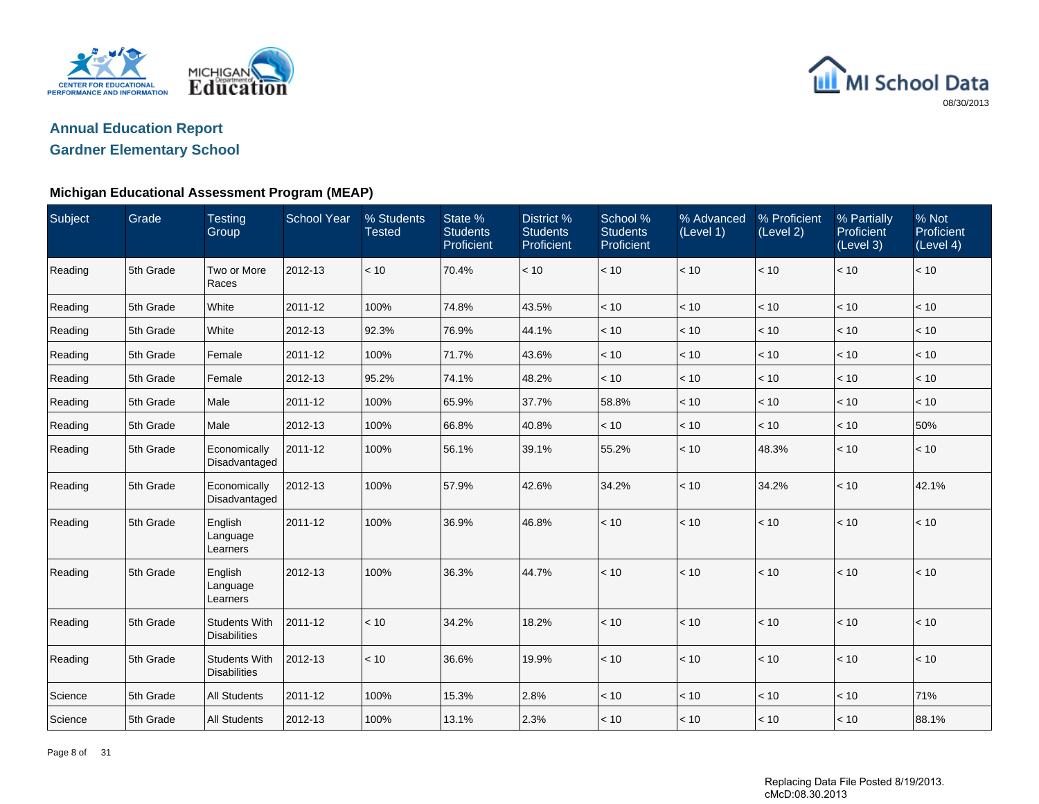## Annual Education Report

## Gardner Elementary School

### Michigan Educational Assessment Program (MEAP)

| Subject | Grade | Testing Group | School Year | % Students Tested | State % Students Proficient | District % Students Proficient | School % Students Proficient | % Advanced (Level 1) | % Proficient (Level 2) | % Partially Proficient (Level 3) | % Not Proficient (Level 4) |
|---|---|---|---|---|---|---|---|---|---|---|---|
| Reading | 5th Grade | Two or More Races | 2012-13 | < 10 | 70.4% | < 10 | < 10 | < 10 | < 10 | < 10 | < 10 |
| Reading | 5th Grade | White | 2011-12 | 100% | 74.8% | 43.5% | < 10 | < 10 | < 10 | < 10 | < 10 |
| Reading | 5th Grade | White | 2012-13 | 92.3% | 76.9% | 44.1% | < 10 | < 10 | < 10 | < 10 | < 10 |
| Reading | 5th Grade | Female | 2011-12 | 100% | 71.7% | 43.6% | < 10 | < 10 | < 10 | < 10 | < 10 |
| Reading | 5th Grade | Female | 2012-13 | 95.2% | 74.1% | 48.2% | < 10 | < 10 | < 10 | < 10 | < 10 |
| Reading | 5th Grade | Male | 2011-12 | 100% | 65.9% | 37.7% | 58.8% | < 10 | < 10 | < 10 | < 10 |
| Reading | 5th Grade | Male | 2012-13 | 100% | 66.8% | 40.8% | < 10 | < 10 | < 10 | < 10 | 50% |
| Reading | 5th Grade | Economically Disadvantaged | 2011-12 | 100% | 56.1% | 39.1% | 55.2% | < 10 | 48.3% | < 10 | < 10 |
| Reading | 5th Grade | Economically Disadvantaged | 2012-13 | 100% | 57.9% | 42.6% | 34.2% | < 10 | 34.2% | < 10 | 42.1% |
| Reading | 5th Grade | English Language Learners | 2011-12 | 100% | 36.9% | 46.8% | < 10 | < 10 | < 10 | < 10 | < 10 |
| Reading | 5th Grade | English Language Learners | 2012-13 | 100% | 36.3% | 44.7% | < 10 | < 10 | < 10 | < 10 | < 10 |
| Reading | 5th Grade | Students With Disabilities | 2011-12 | < 10 | 34.2% | 18.2% | < 10 | < 10 | < 10 | < 10 | < 10 |
| Reading | 5th Grade | Students With Disabilities | 2012-13 | < 10 | 36.6% | 19.9% | < 10 | < 10 | < 10 | < 10 | < 10 |
| Science | 5th Grade | All Students | 2011-12 | 100% | 15.3% | 2.8% | < 10 | < 10 | < 10 | < 10 | 71% |
| Science | 5th Grade | All Students | 2012-13 | 100% | 13.1% | 2.3% | < 10 | < 10 | < 10 | < 10 | 88.1% |

Replacing Data File Posted 8/19/2013.
cMcD:08.30.2013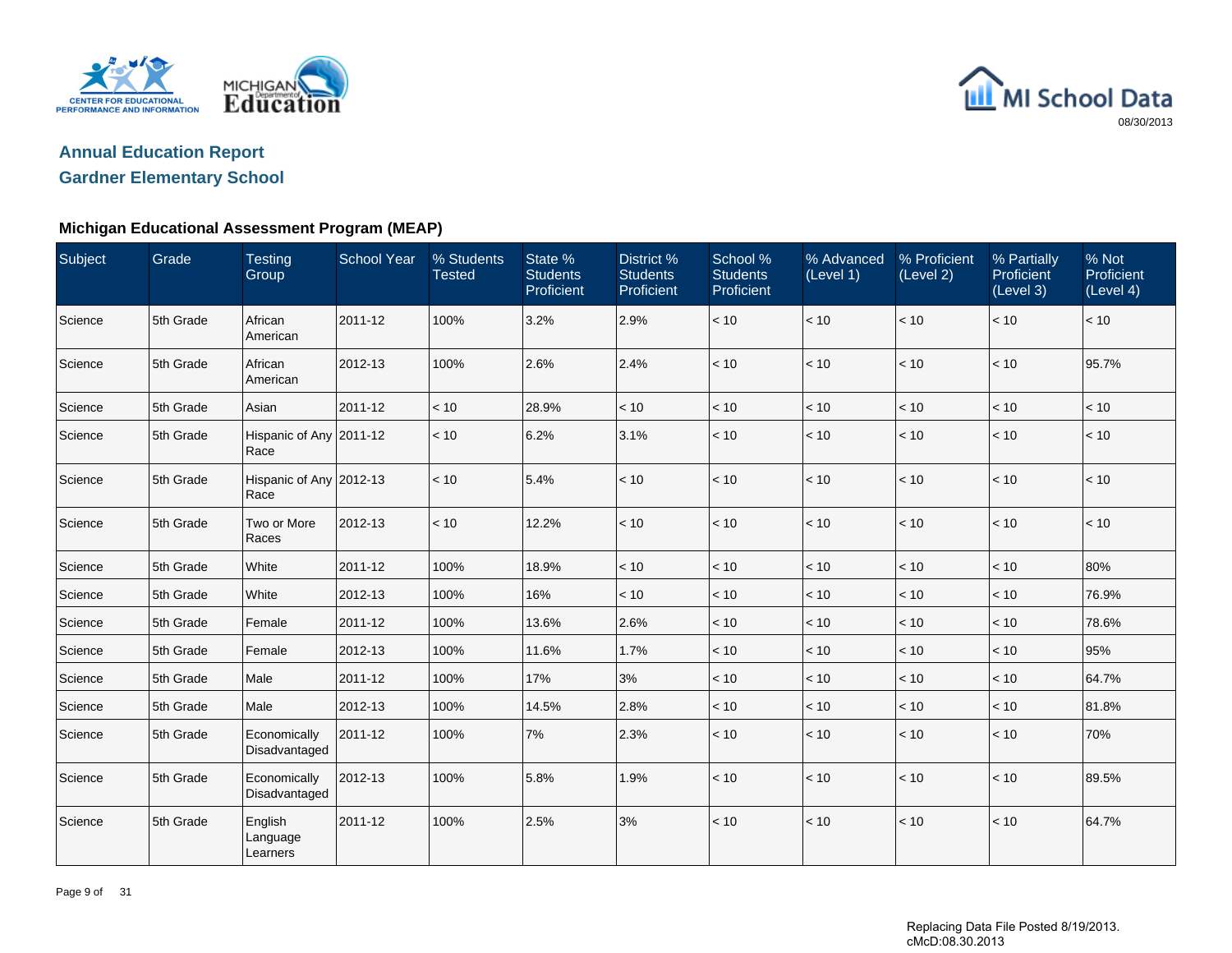## Annual Education Report

## Gardner Elementary School

### Michigan Educational Assessment Program (MEAP)

| Subject | Grade | Testing Group | School Year | % Students Tested | State % Students Proficient | District % Students Proficient | School % Students Proficient | % Advanced (Level 1) | % Proficient (Level 2) | % Partially Proficient (Level 3) | % Not Proficient (Level 4) |
|---|---|---|---|---|---|---|---|---|---|---|---|
| Science | 5th Grade | African American | 2011-12 | 100% | 3.2% | 2.9% | < 10 | < 10 | < 10 | < 10 | < 10 |
| Science | 5th Grade | African American | 2012-13 | 100% | 2.6% | 2.4% | < 10 | < 10 | < 10 | < 10 | 95.7% |
| Science | 5th Grade | Asian | 2011-12 | < 10 | 28.9% | < 10 | < 10 | < 10 | < 10 | < 10 | < 10 |
| Science | 5th Grade | Hispanic of Any Race | 2011-12 | < 10 | 6.2% | 3.1% | < 10 | < 10 | < 10 | < 10 | < 10 |
| Science | 5th Grade | Hispanic of Any Race | 2012-13 | < 10 | 5.4% | < 10 | < 10 | < 10 | < 10 | < 10 | < 10 |
| Science | 5th Grade | Two or More Races | 2012-13 | < 10 | 12.2% | < 10 | < 10 | < 10 | < 10 | < 10 | < 10 |
| Science | 5th Grade | White | 2011-12 | 100% | 18.9% | < 10 | < 10 | < 10 | < 10 | < 10 | 80% |
| Science | 5th Grade | White | 2012-13 | 100% | 16% | < 10 | < 10 | < 10 | < 10 | < 10 | 76.9% |
| Science | 5th Grade | Female | 2011-12 | 100% | 13.6% | 2.6% | < 10 | < 10 | < 10 | < 10 | 78.6% |
| Science | 5th Grade | Female | 2012-13 | 100% | 11.6% | 1.7% | < 10 | < 10 | < 10 | < 10 | 95% |
| Science | 5th Grade | Male | 2011-12 | 100% | 17% | 3% | < 10 | < 10 | < 10 | < 10 | 64.7% |
| Science | 5th Grade | Male | 2012-13 | 100% | 14.5% | 2.8% | < 10 | < 10 | < 10 | < 10 | 81.8% |
| Science | 5th Grade | Economically Disadvantaged | 2011-12 | 100% | 7% | 2.3% | < 10 | < 10 | < 10 | < 10 | 70% |
| Science | 5th Grade | Economically Disadvantaged | 2012-13 | 100% | 5.8% | 1.9% | < 10 | < 10 | < 10 | < 10 | 89.5% |
| Science | 5th Grade | English Language Learners | 2011-12 | 100% | 2.5% | 3% | < 10 | < 10 | < 10 | < 10 | 64.7% |

Replacing Data File Posted 8/19/2013.
cMcD:08.30.2013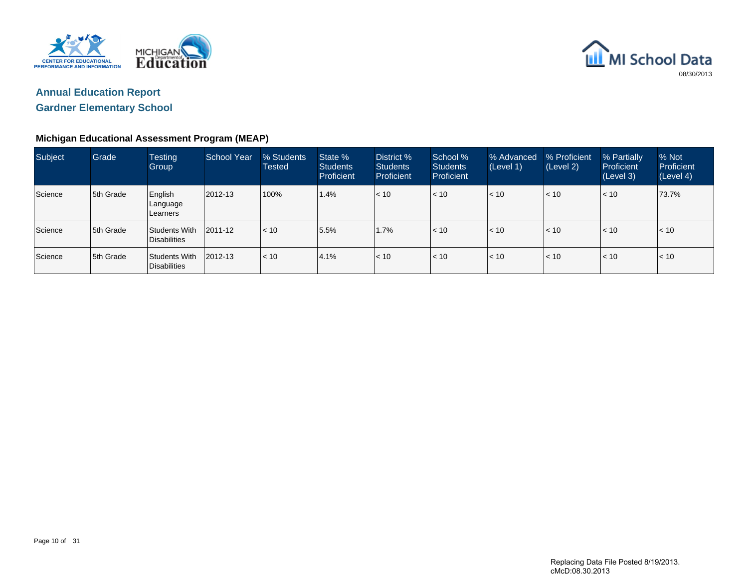## Annual Education Report
## Gardner Elementary School

### Michigan Educational Assessment Program (MEAP)

| Subject | Grade | Testing Group | School Year | % Students Tested | State % Students Proficient | District % Students Proficient | School % Students Proficient | % Advanced (Level 1) | % Proficient (Level 2) | % Partially Proficient (Level 3) | % Not Proficient (Level 4) |
|---|---|---|---|---|---|---|---|---|---|---|---|
| Science | 5th Grade | English Language Learners | 2012-13 | 100% | 1.4% | < 10 | < 10 | < 10 | < 10 | < 10 | 73.7% |
| Science | 5th Grade | Students With Disabilities | 2011-12 | < 10 | 5.5% | 1.7% | < 10 | < 10 | < 10 | < 10 | < 10 |
| Science | 5th Grade | Students With Disabilities | 2012-13 | < 10 | 4.1% | < 10 | < 10 | < 10 | < 10 | < 10 | < 10 |

Replacing Data File Posted 8/19/2013.
cMcD:08.30.2013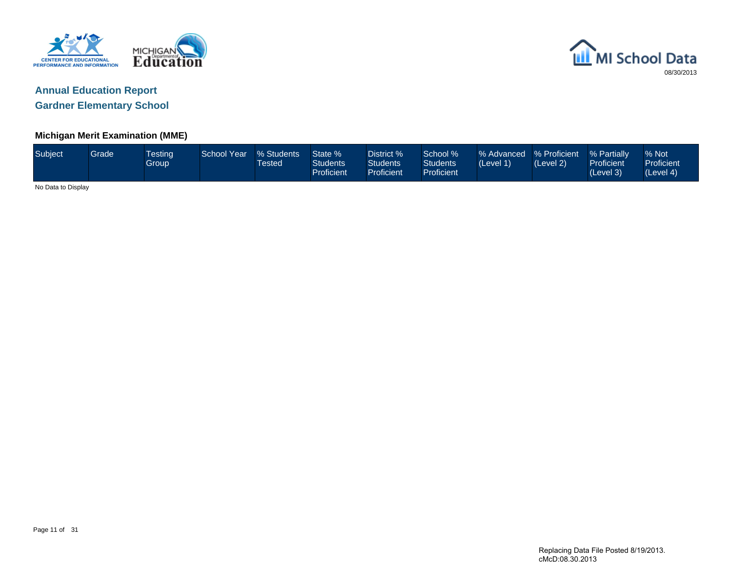# Annual Education Report

## Gardner Elementary School

### Michigan Merit Examination (MME)

| Subject | Grade | Testing Group | School Year | % Students Tested | State % Students Proficient | District % Students Proficient | School % Students Proficient | % Advanced (Level 1) | % Proficient (Level 2) | % Partially Proficient (Level 3) | % Not Proficient (Level 4) |
|---|---|---|---|---|---|---|---|---|---|---|---|

No Data to Display

Replacing Data File Posted 8/19/2013.
cMcD:08.30.2013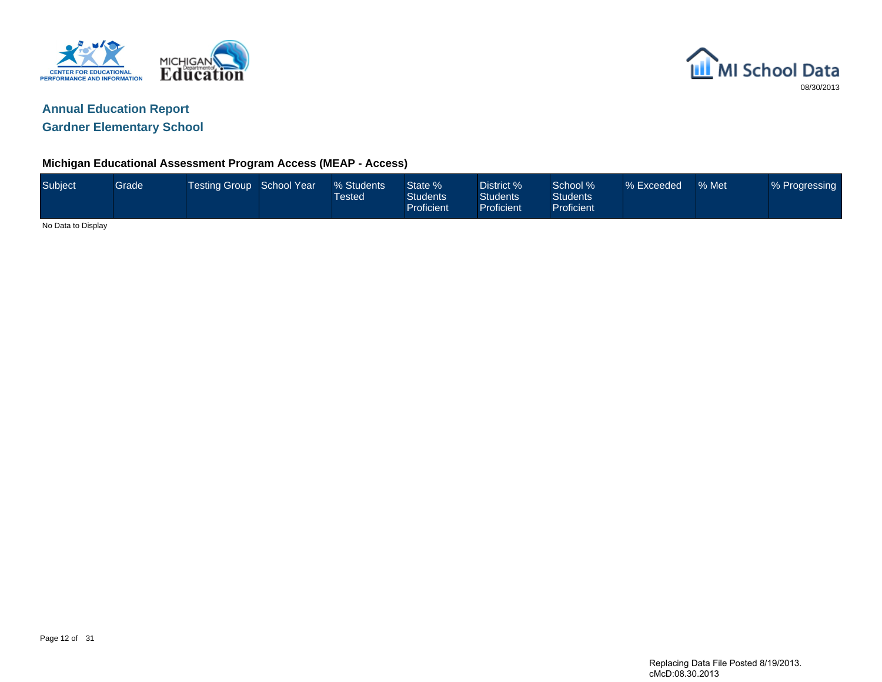## Annual Education Report

## Gardner Elementary School

### Michigan Educational Assessment Program Access (MEAP - Access)

| Subject | Grade | Testing Group | School Year | % Students Tested | State % Students Proficient | District % Students Proficient | School % Students Proficient | % Exceeded | % Met | % Progressing |
|---|---|---|---|---|---|---|---|---|---|---|

No Data to Display

Replacing Data File Posted 8/19/2013.
cMcD:08.30.2013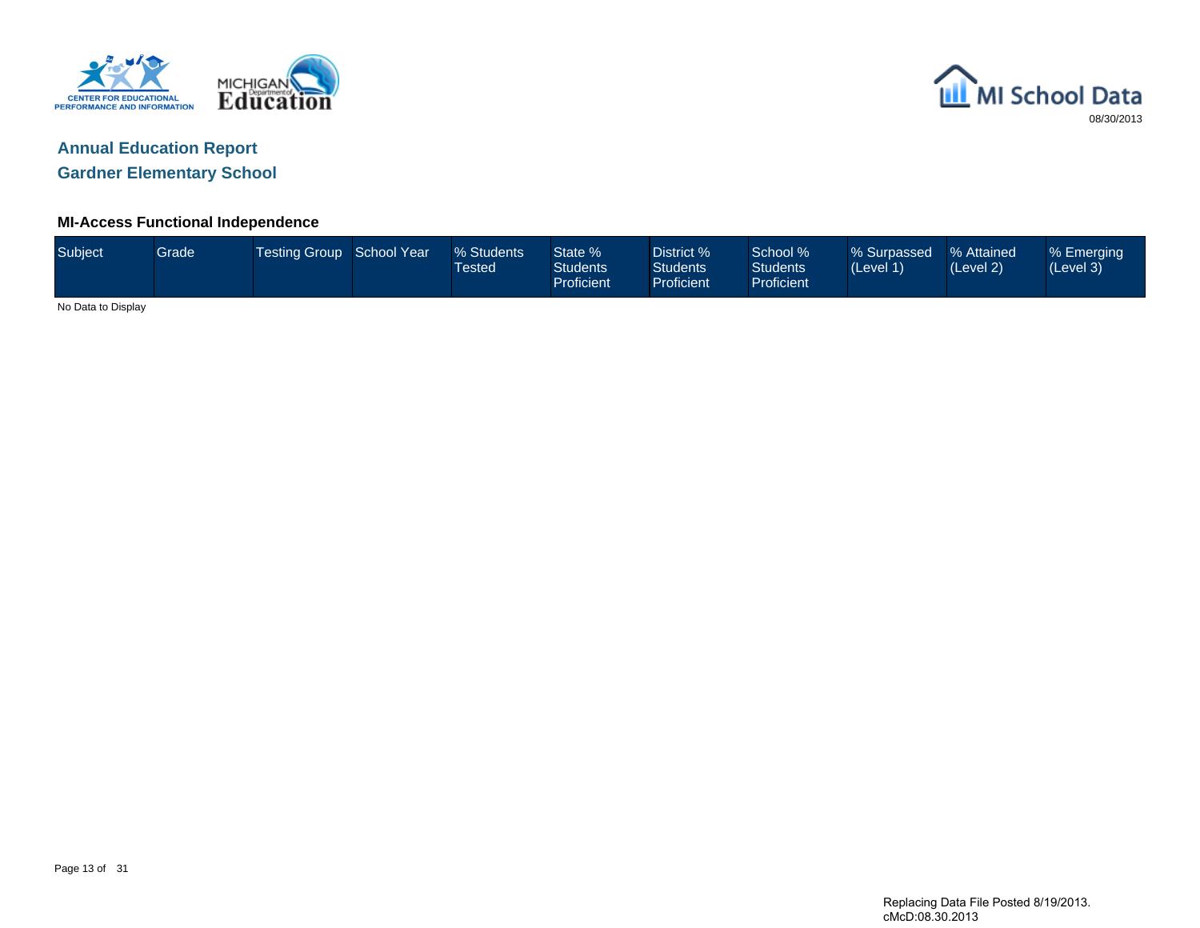## Annual Education Report

## Gardner Elementary School

### MI-Access Functional Independence

| Subject | Grade | Testing Group | School Year | % Students Tested | State % Students Proficient | District % Students Proficient | School % Students Proficient | % Surpassed (Level 1) | % Attained (Level 2) | % Emerging (Level 3) |
|---|---|---|---|---|---|---|---|---|---|---|

No Data to Display

Replacing Data File Posted 8/19/2013.
cMcD:08.30.2013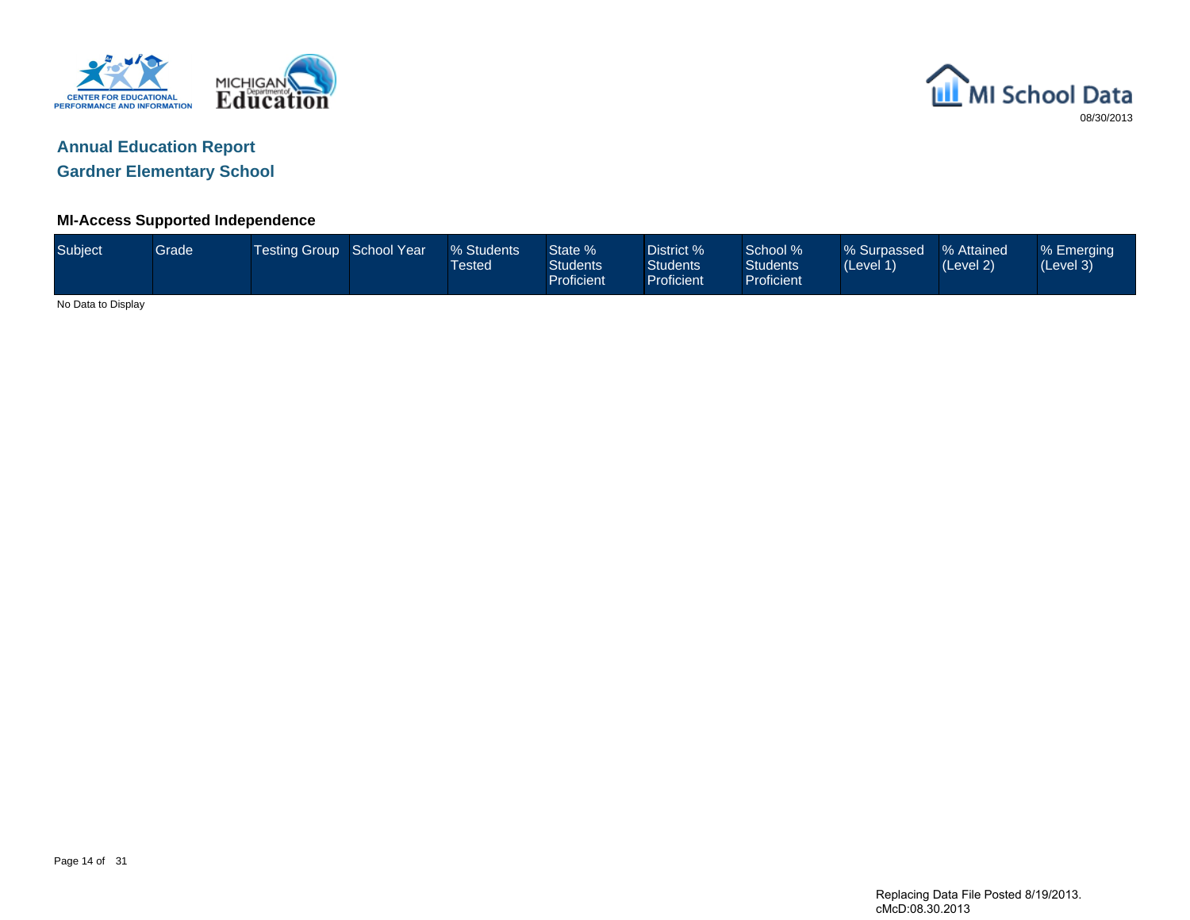## Annual Education Report

## Gardner Elementary School

### MI-Access Supported Independence

| Subject | Grade | Testing Group | School Year | % Students Tested | State % Students Proficient | District % Students Proficient | School % Students Proficient | % Surpassed (Level 1) | % Attained (Level 2) | % Emerging (Level 3) |
|---|---|---|---|---|---|---|---|---|---|---|

No Data to Display

Replacing Data File Posted 8/19/2013.
cMcD:08.30.2013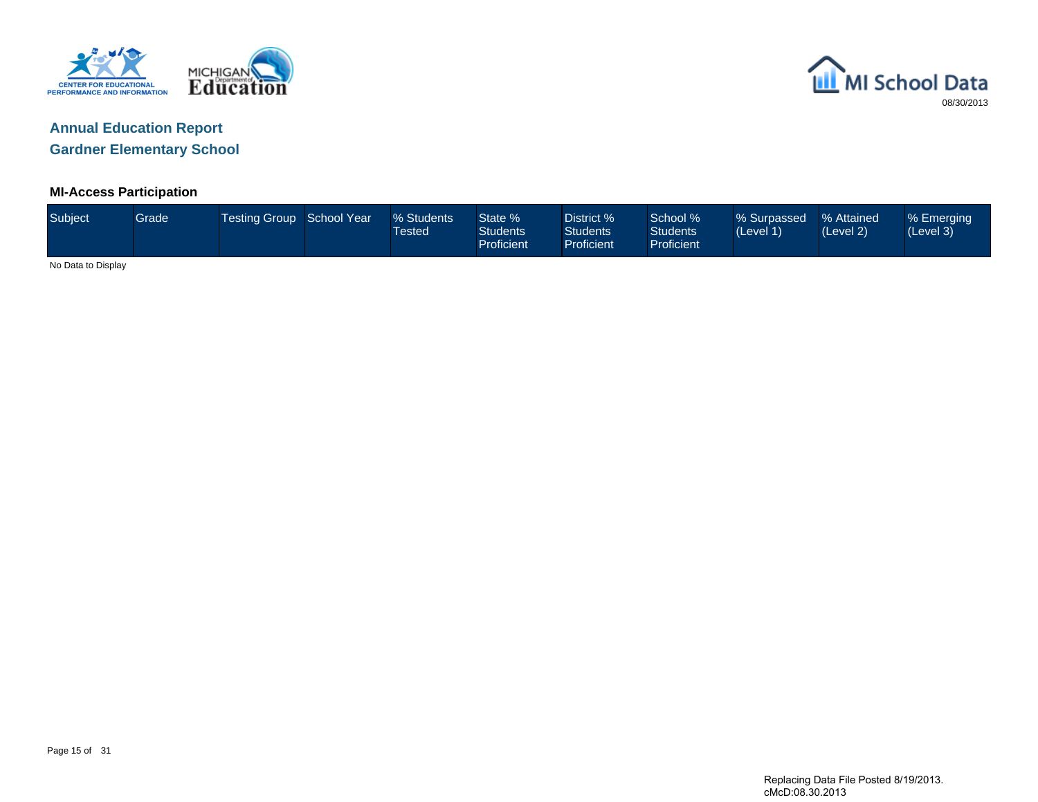## Annual Education Report

## Gardner Elementary School

### MI-Access Participation

| Subject | Grade | Testing Group | School Year | % Students Tested | State % Students Proficient | District % Students Proficient | School % Students Proficient | % Surpassed (Level 1) | % Attained (Level 2) | % Emerging (Level 3) |
|---|---|---|---|---|---|---|---|---|---|---|

No Data to Display

Replacing Data File Posted 8/19/2013.
cMcD:08.30.2013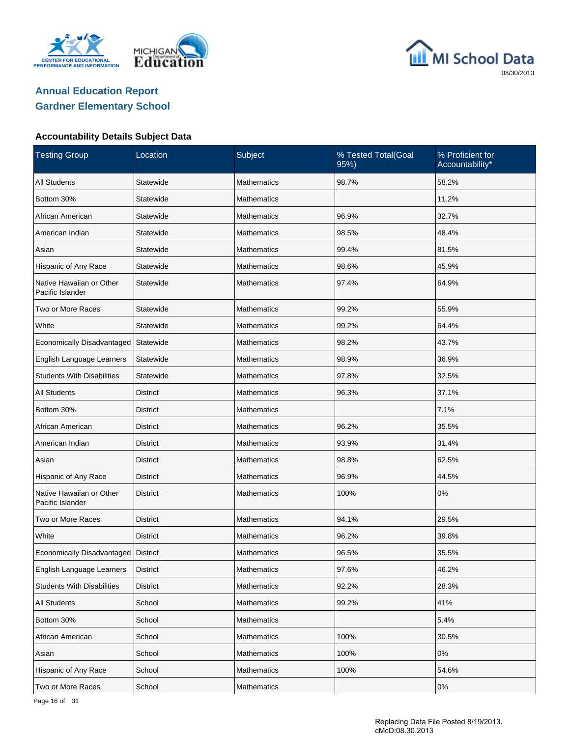# Annual Education Report

## Gardner Elementary School

### Accountability Details Subject Data

| Testing Group | Location | Subject | % Tested Total(Goal 95%) | % Proficient for Accountability* |
|---|---|---|---|---|
| All Students | Statewide | Mathematics | 98.7% | 58.2% |
| Bottom 30% | Statewide | Mathematics | | 11.2% |
| African American | Statewide | Mathematics | 96.9% | 32.7% |
| American Indian | Statewide | Mathematics | 98.5% | 48.4% |
| Asian | Statewide | Mathematics | 99.4% | 81.5% |
| Hispanic of Any Race | Statewide | Mathematics | 98.6% | 45.9% |
| Native Hawaiian or Other Pacific Islander | Statewide | Mathematics | 97.4% | 64.9% |
| Two or More Races | Statewide | Mathematics | 99.2% | 55.9% |
| White | Statewide | Mathematics | 99.2% | 64.4% |
| Economically Disadvantaged | Statewide | Mathematics | 98.2% | 43.7% |
| English Language Learners | Statewide | Mathematics | 98.9% | 36.9% |
| Students With Disabilities | Statewide | Mathematics | 97.8% | 32.5% |
| All Students | District | Mathematics | 96.3% | 37.1% |
| Bottom 30% | District | Mathematics | | 7.1% |
| African American | District | Mathematics | 96.2% | 35.5% |
| American Indian | District | Mathematics | 93.9% | 31.4% |
| Asian | District | Mathematics | 98.8% | 62.5% |
| Hispanic of Any Race | District | Mathematics | 96.9% | 44.5% |
| Native Hawaiian or Other Pacific Islander | District | Mathematics | 100% | 0% |
| Two or More Races | District | Mathematics | 94.1% | 29.5% |
| White | District | Mathematics | 96.2% | 39.8% |
| Economically Disadvantaged | District | Mathematics | 96.5% | 35.5% |
| English Language Learners | District | Mathematics | 97.6% | 46.2% |
| Students With Disabilities | District | Mathematics | 92.2% | 28.3% |
| All Students | School | Mathematics | 99.2% | 41% |
| Bottom 30% | School | Mathematics | | 5.4% |
| African American | School | Mathematics | 100% | 30.5% |
| Asian | School | Mathematics | 100% | 0% |
| Hispanic of Any Race | School | Mathematics | 100% | 54.6% |
| Two or More Races | School | Mathematics | | 0% |

Replacing Data File Posted 8/19/2013.
cMcD:08.30.2013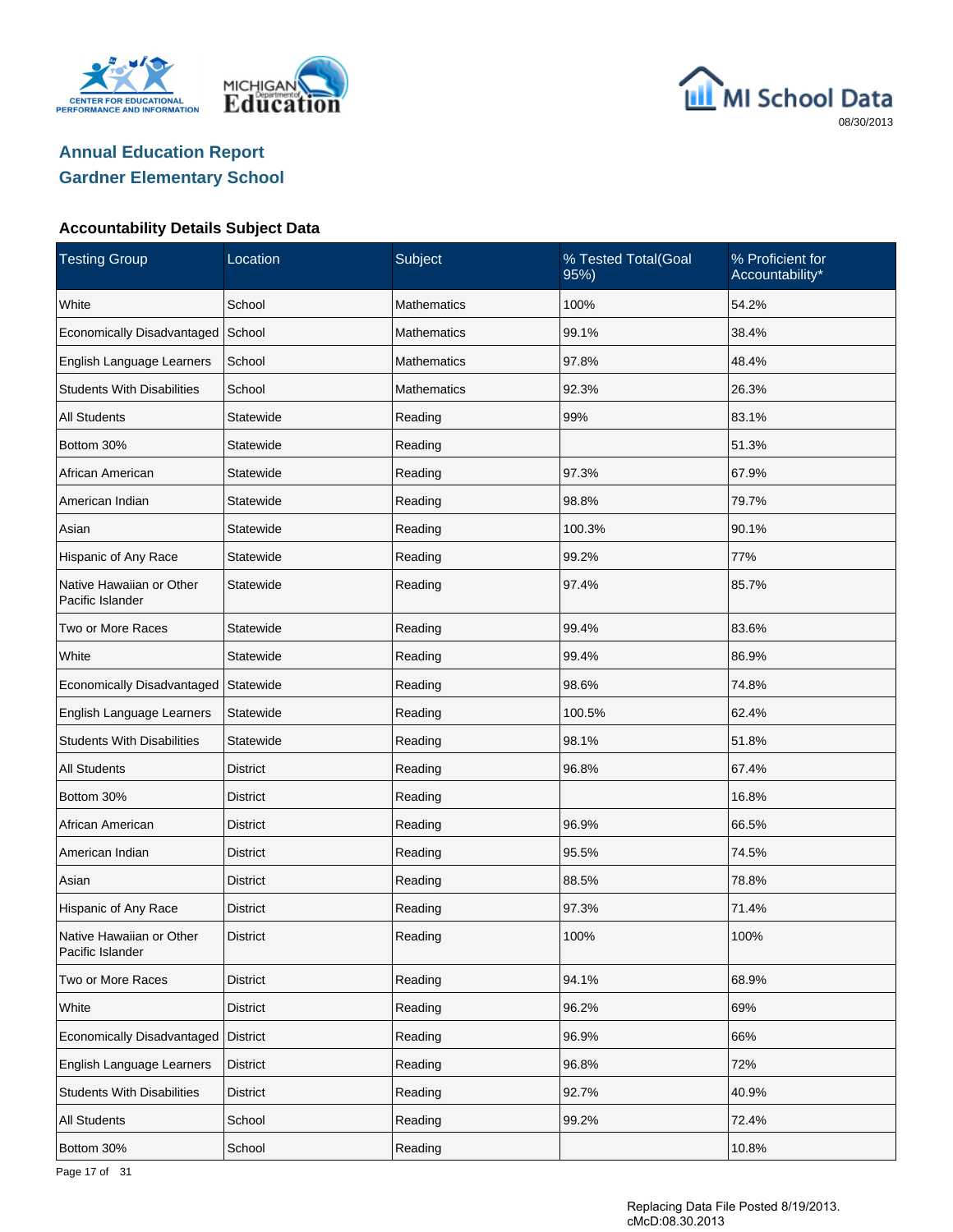## Annual Education Report
## Gardner Elementary School

### Accountability Details Subject Data

| Testing Group | Location | Subject | % Tested Total(Goal 95%) | % Proficient for Accountability* |
|---|---|---|---|---|
| White | School | Mathematics | 100% | 54.2% |
| Economically Disadvantaged | School | Mathematics | 99.1% | 38.4% |
| English Language Learners | School | Mathematics | 97.8% | 48.4% |
| Students With Disabilities | School | Mathematics | 92.3% | 26.3% |
| All Students | Statewide | Reading | 99% | 83.1% |
| Bottom 30% | Statewide | Reading | | 51.3% |
| African American | Statewide | Reading | 97.3% | 67.9% |
| American Indian | Statewide | Reading | 98.8% | 79.7% |
| Asian | Statewide | Reading | 100.3% | 90.1% |
| Hispanic of Any Race | Statewide | Reading | 99.2% | 77% |
| Native Hawaiian or Other Pacific Islander | Statewide | Reading | 97.4% | 85.7% |
| Two or More Races | Statewide | Reading | 99.4% | 83.6% |
| White | Statewide | Reading | 99.4% | 86.9% |
| Economically Disadvantaged | Statewide | Reading | 98.6% | 74.8% |
| English Language Learners | Statewide | Reading | 100.5% | 62.4% |
| Students With Disabilities | Statewide | Reading | 98.1% | 51.8% |
| All Students | District | Reading | 96.8% | 67.4% |
| Bottom 30% | District | Reading | | 16.8% |
| African American | District | Reading | 96.9% | 66.5% |
| American Indian | District | Reading | 95.5% | 74.5% |
| Asian | District | Reading | 88.5% | 78.8% |
| Hispanic of Any Race | District | Reading | 97.3% | 71.4% |
| Native Hawaiian or Other Pacific Islander | District | Reading | 100% | 100% |
| Two or More Races | District | Reading | 94.1% | 68.9% |
| White | District | Reading | 96.2% | 69% |
| Economically Disadvantaged | District | Reading | 96.9% | 66% |
| English Language Learners | District | Reading | 96.8% | 72% |
| Students With Disabilities | District | Reading | 92.7% | 40.9% |
| All Students | School | Reading | 99.2% | 72.4% |
| Bottom 30% | School | Reading | | 10.8% |

Replacing Data File Posted 8/19/2013.
cMcD:08.30.2013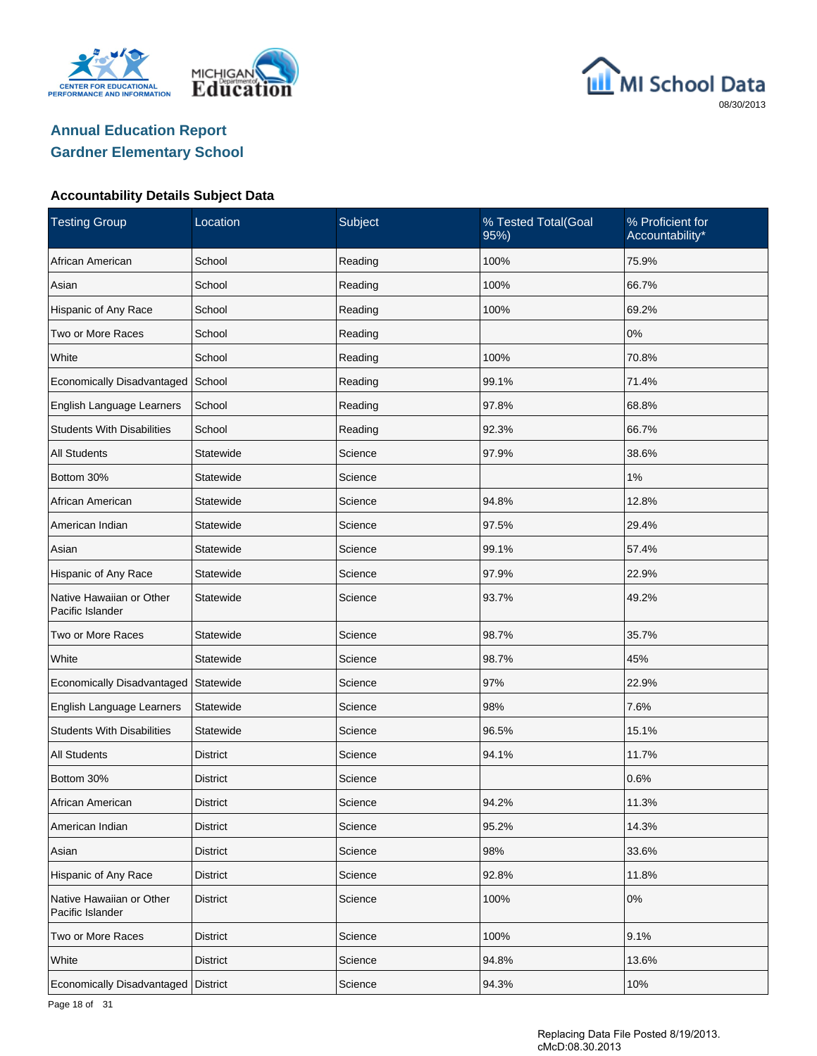## Annual Education Report
## Gardner Elementary School

### Accountability Details Subject Data

| Testing Group | Location | Subject | % Tested Total(Goal 95%) | % Proficient for Accountability* |
|---|---|---|---|---|
| African American | School | Reading | 100% | 75.9% |
| Asian | School | Reading | 100% | 66.7% |
| Hispanic of Any Race | School | Reading | 100% | 69.2% |
| Two or More Races | School | Reading | | 0% |
| White | School | Reading | 100% | 70.8% |
| Economically Disadvantaged | School | Reading | 99.1% | 71.4% |
| English Language Learners | School | Reading | 97.8% | 68.8% |
| Students With Disabilities | School | Reading | 92.3% | 66.7% |
| All Students | Statewide | Science | 97.9% | 38.6% |
| Bottom 30% | Statewide | Science | | 1% |
| African American | Statewide | Science | 94.8% | 12.8% |
| American Indian | Statewide | Science | 97.5% | 29.4% |
| Asian | Statewide | Science | 99.1% | 57.4% |
| Hispanic of Any Race | Statewide | Science | 97.9% | 22.9% |
| Native Hawaiian or Other Pacific Islander | Statewide | Science | 93.7% | 49.2% |
| Two or More Races | Statewide | Science | 98.7% | 35.7% |
| White | Statewide | Science | 98.7% | 45% |
| Economically Disadvantaged | Statewide | Science | 97% | 22.9% |
| English Language Learners | Statewide | Science | 98% | 7.6% |
| Students With Disabilities | Statewide | Science | 96.5% | 15.1% |
| All Students | District | Science | 94.1% | 11.7% |
| Bottom 30% | District | Science | | 0.6% |
| African American | District | Science | 94.2% | 11.3% |
| American Indian | District | Science | 95.2% | 14.3% |
| Asian | District | Science | 98% | 33.6% |
| Hispanic of Any Race | District | Science | 92.8% | 11.8% |
| Native Hawaiian or Other Pacific Islander | District | Science | 100% | 0% |
| Two or More Races | District | Science | 100% | 9.1% |
| White | District | Science | 94.8% | 13.6% |
| Economically Disadvantaged | District | Science | 94.3% | 10% |

Replacing Data File Posted 8/19/2013.
cMcD:08.30.2013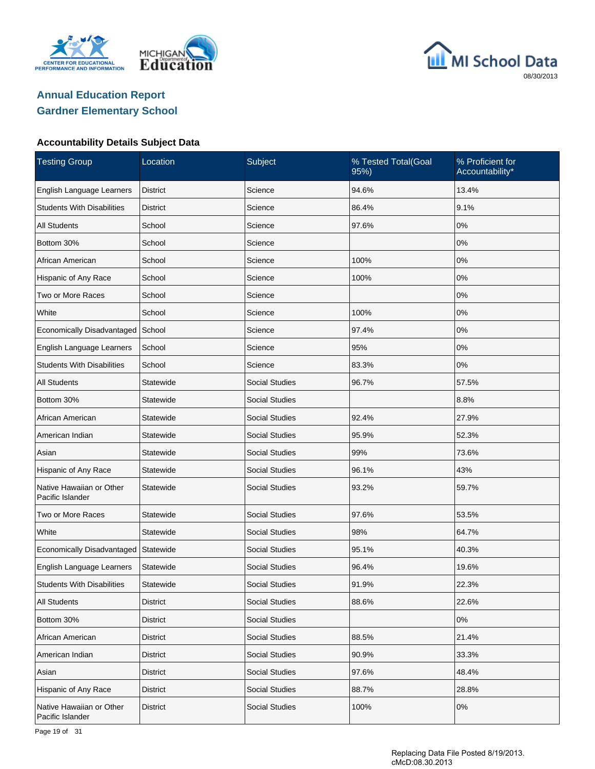# Annual Education Report
## Gardner Elementary School

### Accountability Details Subject Data

| Testing Group | Location | Subject | % Tested Total(Goal 95%) | % Proficient for Accountability* |
|---|---|---|---|---|
| English Language Learners | District | Science | 94.6% | 13.4% |
| Students With Disabilities | District | Science | 86.4% | 9.1% |
| All Students | School | Science | 97.6% | 0% |
| Bottom 30% | School | Science | | 0% |
| African American | School | Science | 100% | 0% |
| Hispanic of Any Race | School | Science | 100% | 0% |
| Two or More Races | School | Science | | 0% |
| White | School | Science | 100% | 0% |
| Economically Disadvantaged | School | Science | 97.4% | 0% |
| English Language Learners | School | Science | 95% | 0% |
| Students With Disabilities | School | Science | 83.3% | 0% |
| All Students | Statewide | Social Studies | 96.7% | 57.5% |
| Bottom 30% | Statewide | Social Studies | | 8.8% |
| African American | Statewide | Social Studies | 92.4% | 27.9% |
| American Indian | Statewide | Social Studies | 95.9% | 52.3% |
| Asian | Statewide | Social Studies | 99% | 73.6% |
| Hispanic of Any Race | Statewide | Social Studies | 96.1% | 43% |
| Native Hawaiian or Other Pacific Islander | Statewide | Social Studies | 93.2% | 59.7% |
| Two or More Races | Statewide | Social Studies | 97.6% | 53.5% |
| White | Statewide | Social Studies | 98% | 64.7% |
| Economically Disadvantaged | Statewide | Social Studies | 95.1% | 40.3% |
| English Language Learners | Statewide | Social Studies | 96.4% | 19.6% |
| Students With Disabilities | Statewide | Social Studies | 91.9% | 22.3% |
| All Students | District | Social Studies | 88.6% | 22.6% |
| Bottom 30% | District | Social Studies | | 0% |
| African American | District | Social Studies | 88.5% | 21.4% |
| American Indian | District | Social Studies | 90.9% | 33.3% |
| Asian | District | Social Studies | 97.6% | 48.4% |
| Hispanic of Any Race | District | Social Studies | 88.7% | 28.8% |
| Native Hawaiian or Other Pacific Islander | District | Social Studies | 100% | 0% |

Replacing Data File Posted 8/19/2013.
cMcD:08.30.2013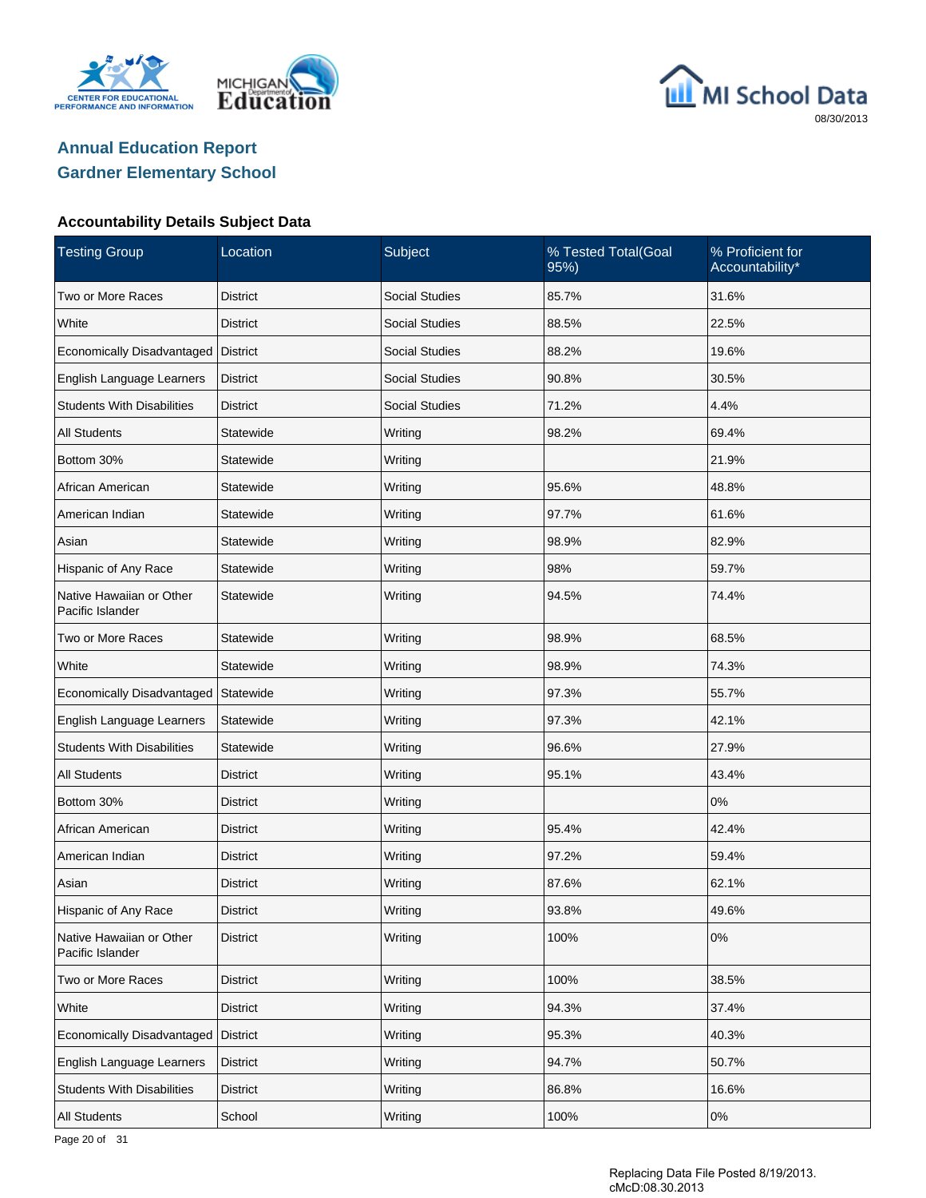# Annual Education Report

## Gardner Elementary School

### Accountability Details Subject Data

| Testing Group | Location | Subject | % Tested Total(Goal 95%) | % Proficient for Accountability* |
|---|---|---|---|---|
| Two or More Races | District | Social Studies | 85.7% | 31.6% |
| White | District | Social Studies | 88.5% | 22.5% |
| Economically Disadvantaged | District | Social Studies | 88.2% | 19.6% |
| English Language Learners | District | Social Studies | 90.8% | 30.5% |
| Students With Disabilities | District | Social Studies | 71.2% | 4.4% |
| All Students | Statewide | Writing | 98.2% | 69.4% |
| Bottom 30% | Statewide | Writing | | 21.9% |
| African American | Statewide | Writing | 95.6% | 48.8% |
| American Indian | Statewide | Writing | 97.7% | 61.6% |
| Asian | Statewide | Writing | 98.9% | 82.9% |
| Hispanic of Any Race | Statewide | Writing | 98% | 59.7% |
| Native Hawaiian or Other Pacific Islander | Statewide | Writing | 94.5% | 74.4% |
| Two or More Races | Statewide | Writing | 98.9% | 68.5% |
| White | Statewide | Writing | 98.9% | 74.3% |
| Economically Disadvantaged | Statewide | Writing | 97.3% | 55.7% |
| English Language Learners | Statewide | Writing | 97.3% | 42.1% |
| Students With Disabilities | Statewide | Writing | 96.6% | 27.9% |
| All Students | District | Writing | 95.1% | 43.4% |
| Bottom 30% | District | Writing | | 0% |
| African American | District | Writing | 95.4% | 42.4% |
| American Indian | District | Writing | 97.2% | 59.4% |
| Asian | District | Writing | 87.6% | 62.1% |
| Hispanic of Any Race | District | Writing | 93.8% | 49.6% |
| Native Hawaiian or Other Pacific Islander | District | Writing | 100% | 0% |
| Two or More Races | District | Writing | 100% | 38.5% |
| White | District | Writing | 94.3% | 37.4% |
| Economically Disadvantaged | District | Writing | 95.3% | 40.3% |
| English Language Learners | District | Writing | 94.7% | 50.7% |
| Students With Disabilities | District | Writing | 86.8% | 16.6% |
| All Students | School | Writing | 100% | 0% |

Replacing Data File Posted 8/19/2013.
cMcD:08.30.2013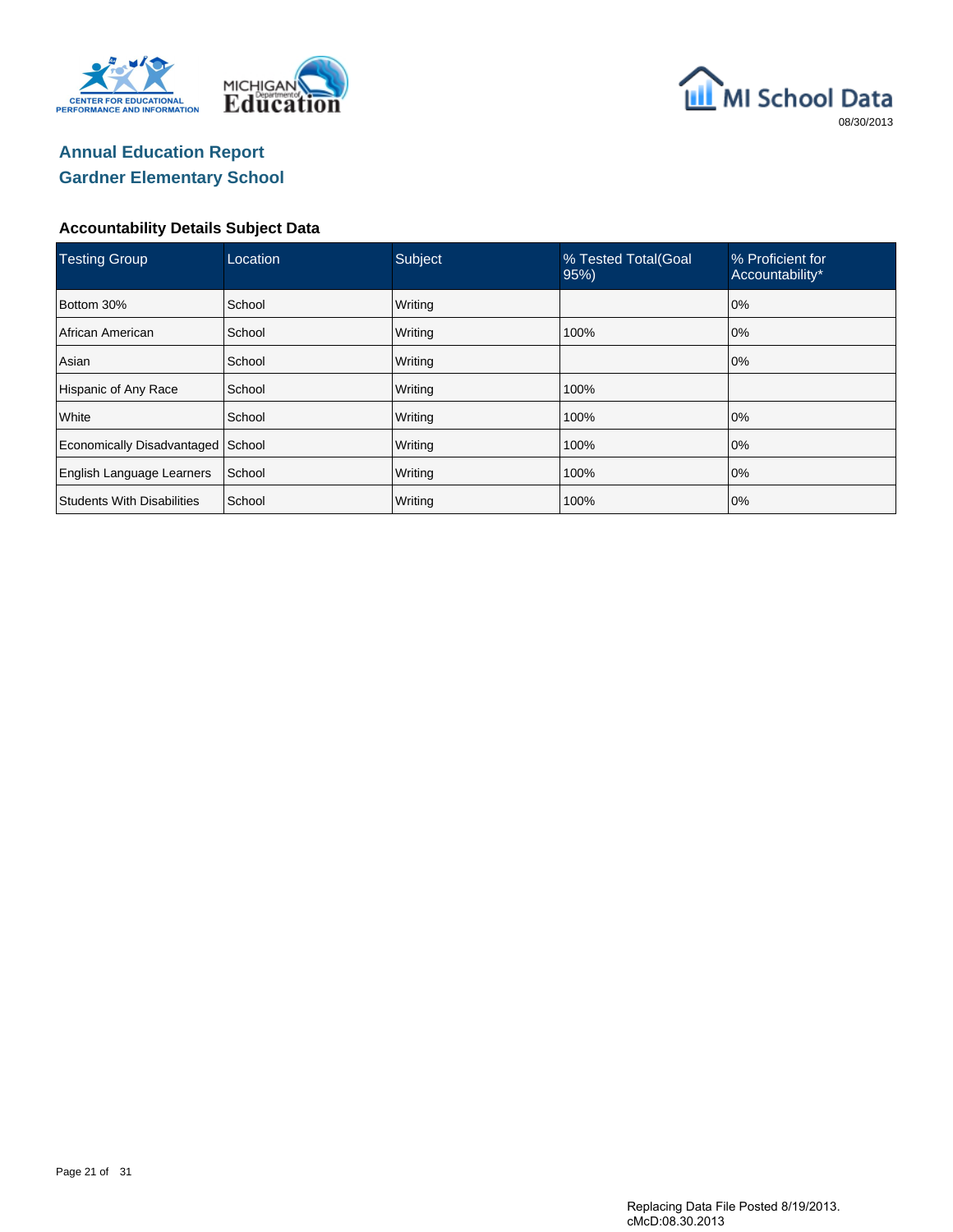# Annual Education Report

## Gardner Elementary School

### Accountability Details Subject Data

| Testing Group | Location | Subject | % Tested Total(Goal 95%) | % Proficient for Accountability* |
|---|---|---|---|---|
| Bottom 30% | School | Writing | | 0% |
| African American | School | Writing | 100% | 0% |
| Asian | School | Writing | | 0% |
| Hispanic of Any Race | School | Writing | 100% | |
| White | School | Writing | 100% | 0% |
| Economically Disadvantaged | School | Writing | 100% | 0% |
| English Language Learners | School | Writing | 100% | 0% |
| Students With Disabilities | School | Writing | 100% | 0% |

Replacing Data File Posted 8/19/2013.
cMcD:08.30.2013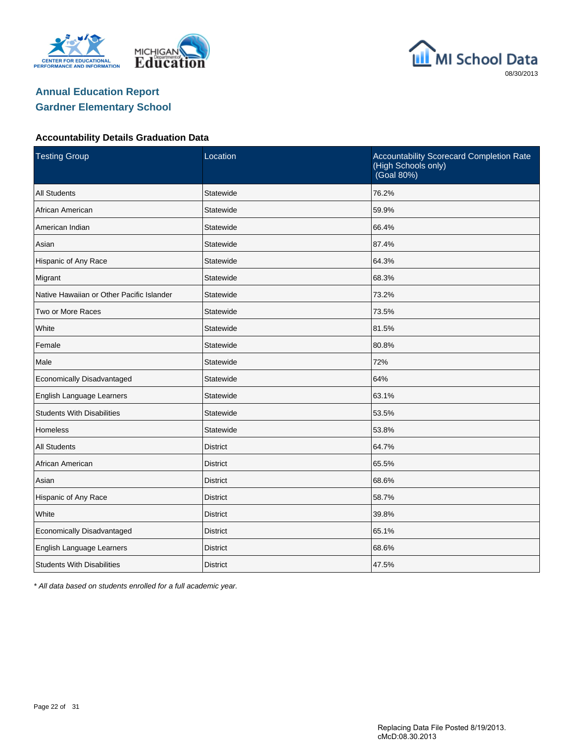# Annual Education Report
## Gardner Elementary School

### Accountability Details Graduation Data

| Testing Group | Location | Accountability Scorecard Completion Rate (High Schools only) (Goal 80%) |
|---|---|---|
| All Students | Statewide | 76.2% |
| African American | Statewide | 59.9% |
| American Indian | Statewide | 66.4% |
| Asian | Statewide | 87.4% |
| Hispanic of Any Race | Statewide | 64.3% |
| Migrant | Statewide | 68.3% |
| Native Hawaiian or Other Pacific Islander | Statewide | 73.2% |
| Two or More Races | Statewide | 73.5% |
| White | Statewide | 81.5% |
| Female | Statewide | 80.8% |
| Male | Statewide | 72% |
| Economically Disadvantaged | Statewide | 64% |
| English Language Learners | Statewide | 63.1% |
| Students With Disabilities | Statewide | 53.5% |
| Homeless | Statewide | 53.8% |
| All Students | District | 64.7% |
| African American | District | 65.5% |
| Asian | District | 68.6% |
| Hispanic of Any Race | District | 58.7% |
| White | District | 39.8% |
| Economically Disadvantaged | District | 65.1% |
| English Language Learners | District | 68.6% |
| Students With Disabilities | District | 47.5% |

*\* All data based on students enrolled for a full academic year.*

Replacing Data File Posted 8/19/2013.
cMcD:08.30.2013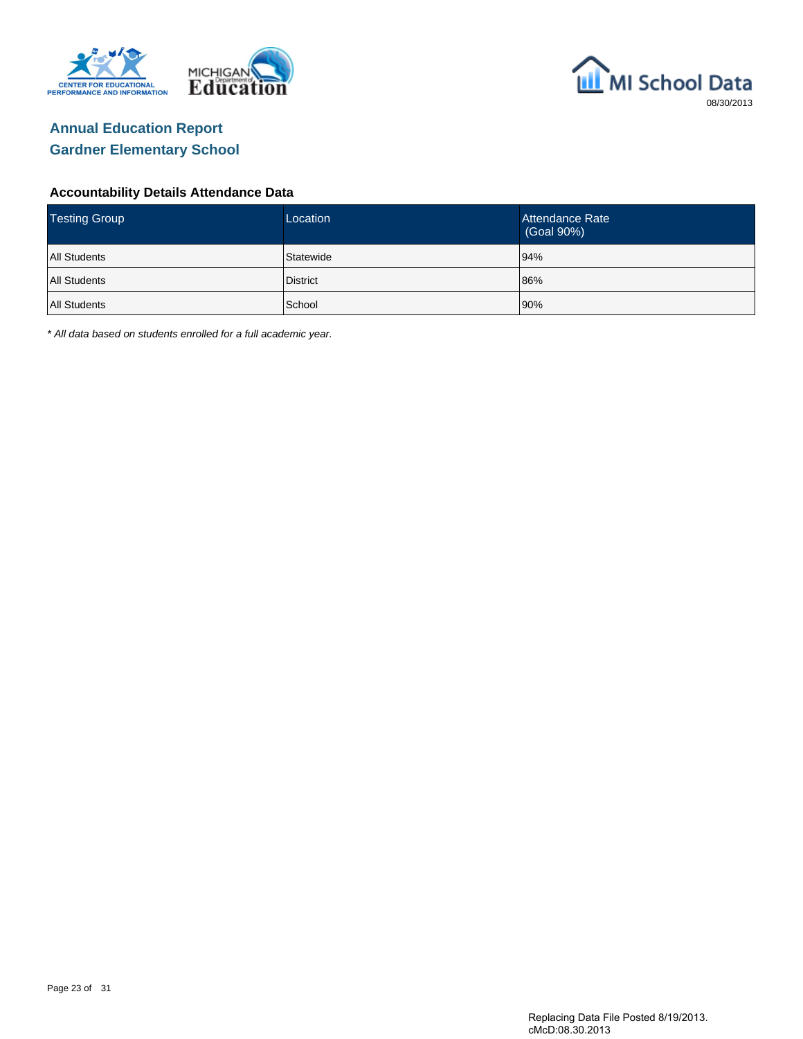MI School Data

08/30/2013

# Annual Education Report
# Gardner Elementary School

### Accountability Details Attendance Data

| Testing Group | Location | Attendance Rate (Goal 90%) |
|---|---|---|
| All Students | Statewide | 94% |
| All Students | District | 86% |
| All Students | School | 90% |

*\* All data based on students enrolled for a full academic year.*

Replacing Data File Posted 8/19/2013.
cMcD:08.30.2013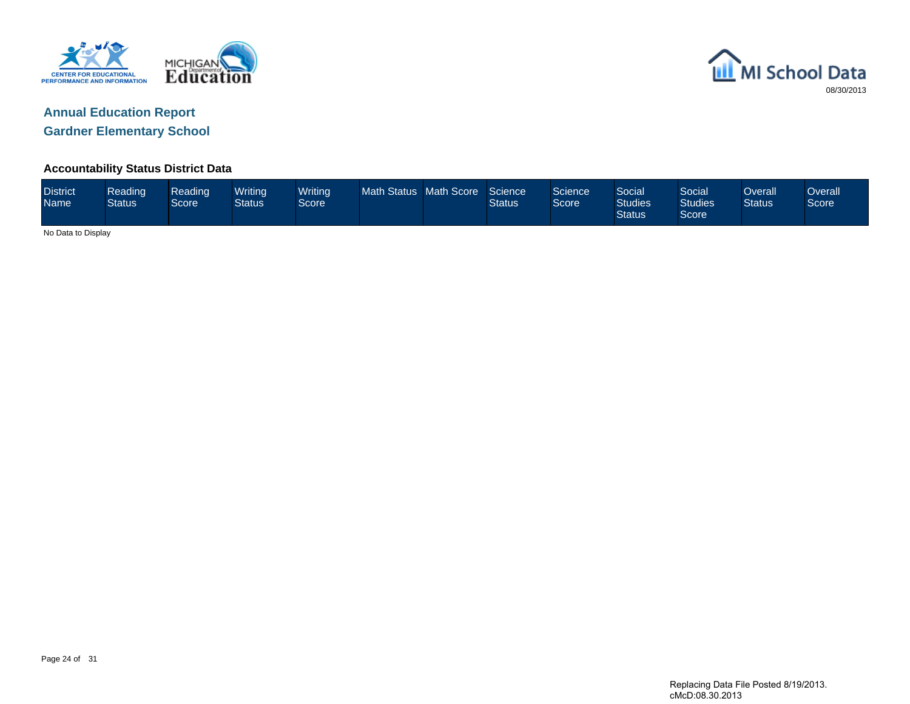## Annual Education Report

## Gardner Elementary School

08/30/2013

### Accountability Status District Data

| District Name | Reading Status | Reading Score | Writing Status | Writing Score | Math Status | Math Score | Science Status | Science Score | Social Studies Status | Social Studies Score | Overall Status | Overall Score |
|---|---|---|---|---|---|---|---|---|---|---|---|---|

No Data to Display

Replacing Data File Posted 8/19/2013.
cMcD:08.30.2013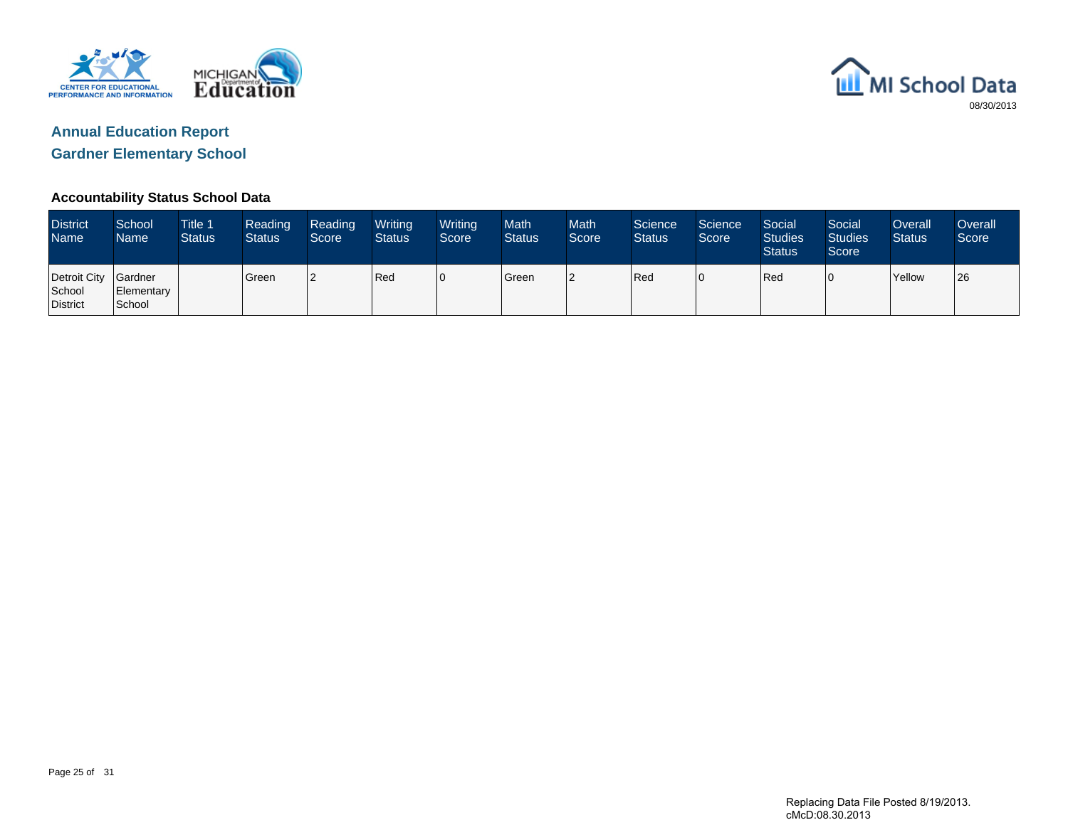08/30/2013

## Annual Education Report

## Gardner Elementary School

### Accountability Status School Data

| District Name | School Name | Title 1 Status | Reading Status | Reading Score | Writing Status | Writing Score | Math Status | Math Score | Science Status | Science Score | Social Studies Status | Social Studies Score | Overall Status | Overall Score |
|---|---|---|---|---|---|---|---|---|---|---|---|---|---|---|
| Detroit City School District | Gardner Elementary School | | Green | 2 | Red | 0 | Green | 2 | Red | 0 | Red | 0 | Yellow | 26 |

Replacing Data File Posted 8/19/2013.
cMcD:08.30.2013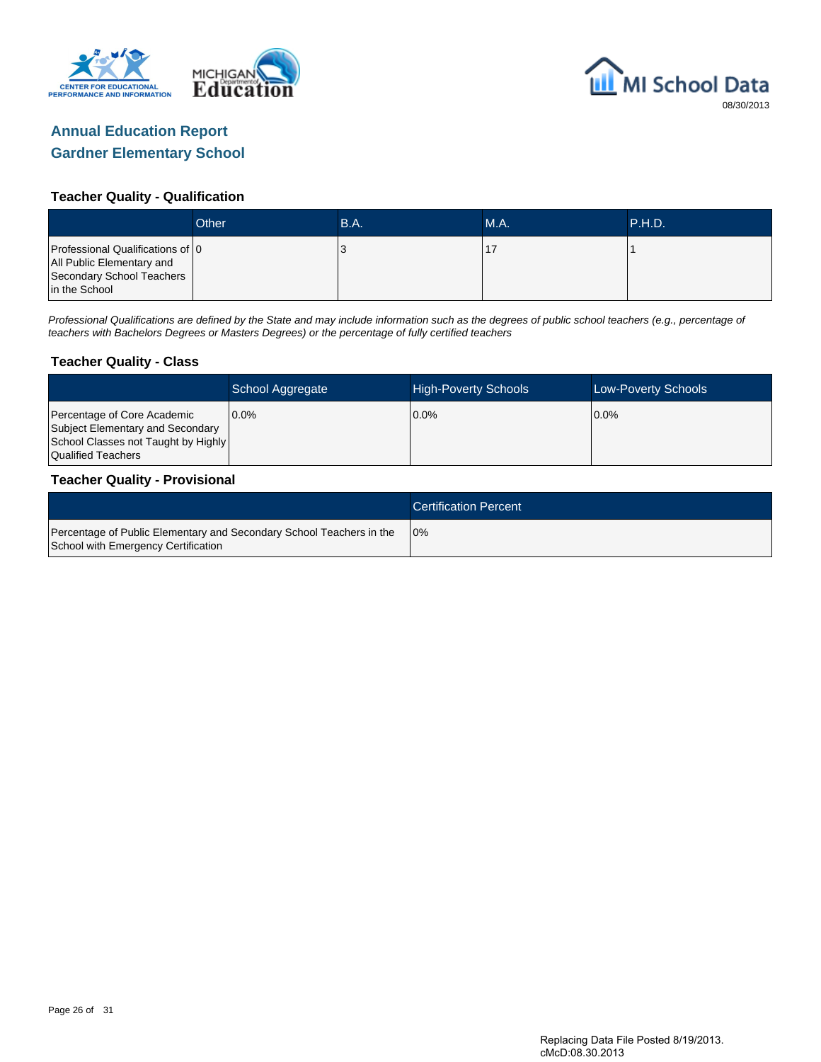MI School Data

08/30/2013

## Annual Education Report
## Gardner Elementary School

### Teacher Quality - Qualification

| | Other | B.A. | M.A. | P.H.D. |
|---|---|---|---|---|
| Professional Qualifications of All Public Elementary and Secondary School Teachers in the School | 0 | 3 | 17 | 1 |

*Professional Qualifications are defined by the State and may include information such as the degrees of public school teachers (e.g., percentage of teachers with Bachelors Degrees or Masters Degrees) or the percentage of fully certified teachers*

### Teacher Quality - Class

| | School Aggregate | High-Poverty Schools | Low-Poverty Schools |
|---|---|---|---|
| Percentage of Core Academic Subject Elementary and Secondary School Classes not Taught by Highly Qualified Teachers | 0.0% | 0.0% | 0.0% |

### Teacher Quality - Provisional

| | Certification Percent |
|---|---|
| Percentage of Public Elementary and Secondary School Teachers in the School with Emergency Certification | 0% |

Replacing Data File Posted 8/19/2013.
cMcD:08.30.2013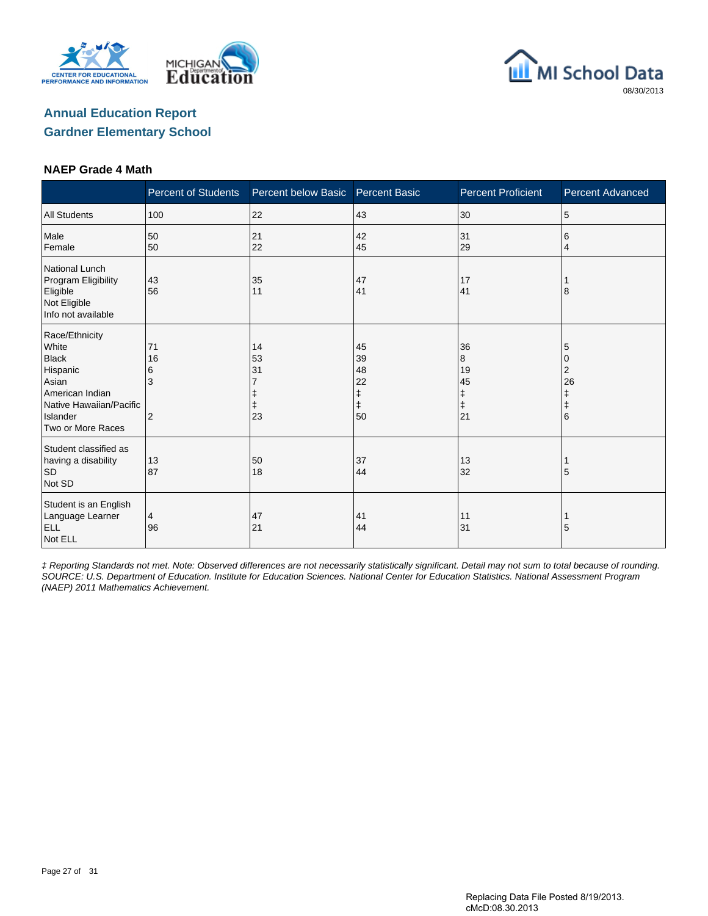# Annual Education Report

## Gardner Elementary School

### NAEP Grade 4 Math

| | Percent of Students | Percent below Basic | Percent Basic | Percent Proficient | Percent Advanced |
|---|---|---|---|---|---|
| All Students | 100 | 22 | 43 | 30 | 5 |
| Male | 50 | 21 | 42 | 31 | 6 |
| Female | 50 | 22 | 45 | 29 | 4 |
| National Lunch Program Eligibility | | | | | |
| Eligible | 43 | 35 | 47 | 17 | 1 |
| Not Eligible | 56 | 11 | 41 | 41 | 8 |
| Info not available | | | | | |
| Race/Ethnicity | | | | | |
| White | 71 | 14 | 45 | 36 | 5 |
| Black | 16 | 53 | 39 | 8 | 0 |
| Hispanic | 6 | 31 | 48 | 19 | 2 |
| Asian | 3 | 7 | 22 | 45 | 26 |
| American Indian | | ‡ | ‡ | ‡ | ‡ |
| Native Hawaiian/Pacific Islander | | ‡ | ‡ | ‡ | ‡ |
| Two or More Races | 2 | 23 | 50 | 21 | 6 |
| Student classified as having a disability | | | | | |
| SD | 13 | 50 | 37 | 13 | 1 |
| Not SD | 87 | 18 | 44 | 32 | 5 |
| Student is an English Language Learner | | | | | |
| ELL | 4 | 47 | 41 | 11 | 1 |
| Not ELL | 96 | 21 | 44 | 31 | 5 |

*‡ Reporting Standards not met. Note: Observed differences are not necessarily statistically significant. Detail may not sum to total because of rounding. SOURCE: U.S. Department of Education. Institute for Education Sciences. National Center for Education Statistics. National Assessment Program (NAEP) 2011 Mathematics Achievement.*

Replacing Data File Posted 8/19/2013.
cMcD:08.30.2013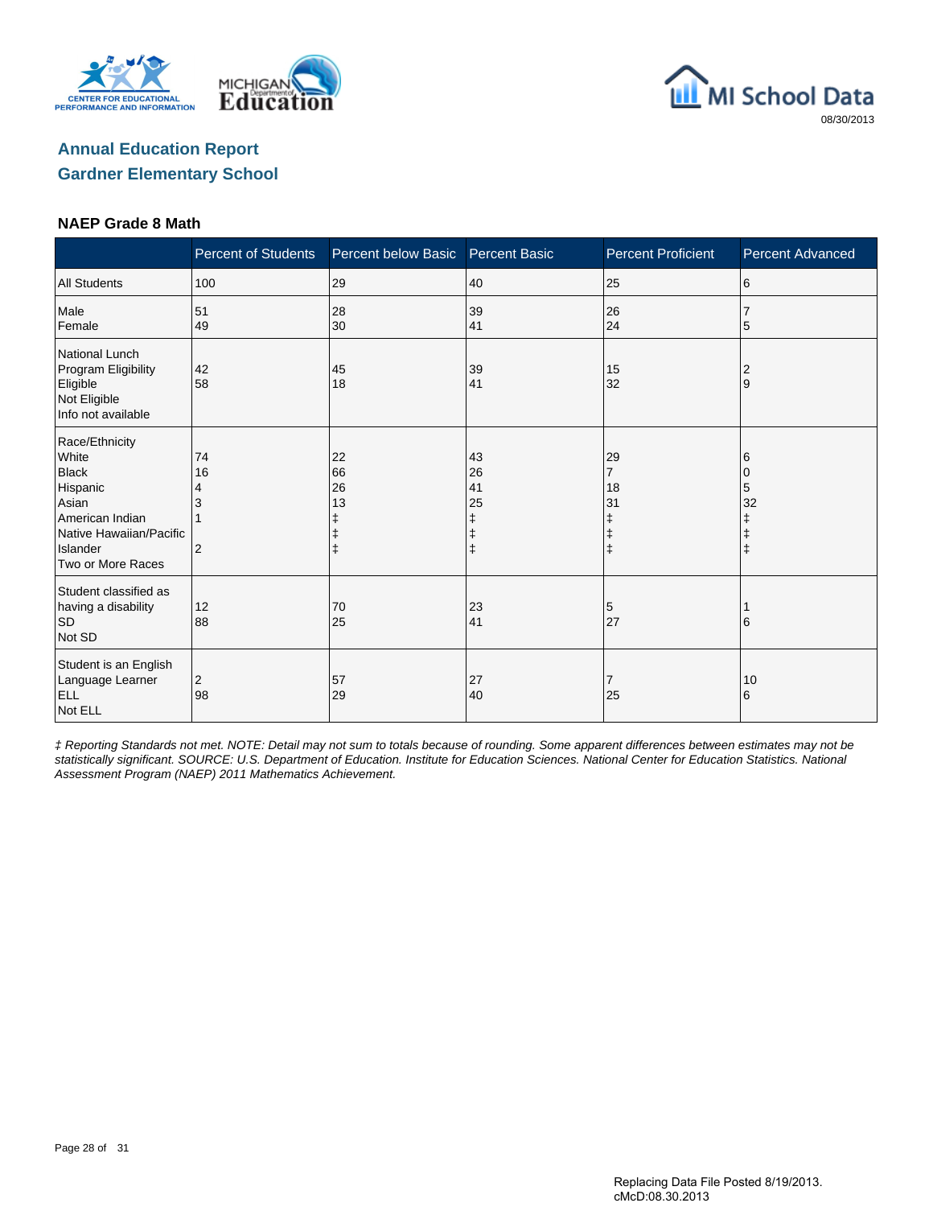# Annual Education Report

## Gardner Elementary School

### NAEP Grade 8 Math

| | Percent of Students | Percent below Basic | Percent Basic | Percent Proficient | Percent Advanced |
|---|---|---|---|---|---|
| All Students | 100 | 29 | 40 | 25 | 6 |
| Male | 51 | 28 | 39 | 26 | 7 |
| Female | 49 | 30 | 41 | 24 | 5 |
| **National Lunch Program Eligibility** | | | | | |
| Eligible | 42 | 45 | 39 | 15 | 2 |
| Not Eligible | 58 | 18 | 41 | 32 | 9 |
| Info not available | | | | | |
| **Race/Ethnicity** | | | | | |
| White | 74 | 22 | 43 | 29 | 6 |
| Black | 16 | 66 | 26 | 7 | 0 |
| Hispanic | 4 | 26 | 41 | 18 | 5 |
| Asian | 3 | 13 | 25 | 31 | 32 |
| American Indian | 1 | ‡ | ‡ | ‡ | ‡ |
| Native Hawaiian/Pacific Islander | | ‡ | ‡ | ‡ | ‡ |
| Two or More Races | 2 | ‡ | ‡ | ‡ | ‡ |
| **Student classified as having a disability** | | | | | |
| SD | 12 | 70 | 23 | 5 | 1 |
| Not SD | 88 | 25 | 41 | 27 | 6 |
| **Student is an English Language Learner** | | | | | |
| ELL | 2 | 57 | 27 | 7 | 10 |
| Not ELL | 98 | 29 | 40 | 25 | 6 |

*‡ Reporting Standards not met. NOTE: Detail may not sum to totals because of rounding. Some apparent differences between estimates may not be statistically significant. SOURCE: U.S. Department of Education. Institute for Education Sciences. National Center for Education Statistics. National Assessment Program (NAEP) 2011 Mathematics Achievement.*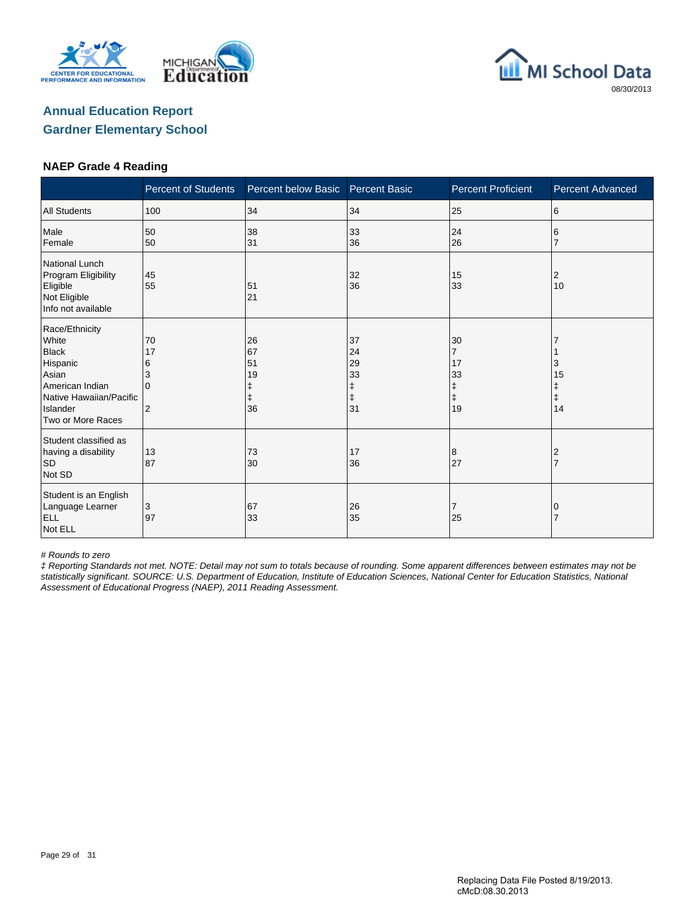# Annual Education Report
## Gardner Elementary School

### NAEP Grade 4 Reading

| | Percent of Students | Percent below Basic | Percent Basic | Percent Proficient | Percent Advanced |
|---|---|---|---|---|---|
| All Students | 100 | 34 | 34 | 25 | 6 |
| Male | 50 | 38 | 33 | 24 | 6 |
| Female | 50 | 31 | 36 | 26 | 7 |
| National Lunch Program Eligibility | | | | | |
| Eligible | 45 | 51 | 32 | 15 | 2 |
| Not Eligible | 55 | 21 | 36 | 33 | 10 |
| Info not available | | | | | |
| Race/Ethnicity | | | | | |
| White | 70 | 26 | 37 | 30 | 7 |
| Black | 17 | 67 | 24 | 7 | 1 |
| Hispanic | 6 | 51 | 29 | 17 | 3 |
| Asian | 3 | 19 | 33 | 33 | 15 |
| American Indian | 0 | ‡ | ‡ | ‡ | ‡ |
| Native Hawaiian/Pacific Islander | | ‡ | ‡ | ‡ | ‡ |
| Two or More Races | 2 | 36 | 31 | 19 | 14 |
| Student classified as having a disability | | | | | |
| SD | 13 | 73 | 17 | 8 | 2 |
| Not SD | 87 | 30 | 36 | 27 | 7 |
| Student is an English Language Learner | | | | | |
| ELL | 3 | 67 | 26 | 7 | 0 |
| Not ELL | 97 | 33 | 35 | 25 | 7 |

*# Rounds to zero*

*‡ Reporting Standards not met. NOTE: Detail may not sum to totals because of rounding. Some apparent differences between estimates may not be statistically significant. SOURCE: U.S. Department of Education, Institute of Education Sciences, National Center for Education Statistics, National Assessment of Educational Progress (NAEP), 2011 Reading Assessment.*

Replacing Data File Posted 8/19/2013.
cMcD:08.30.2013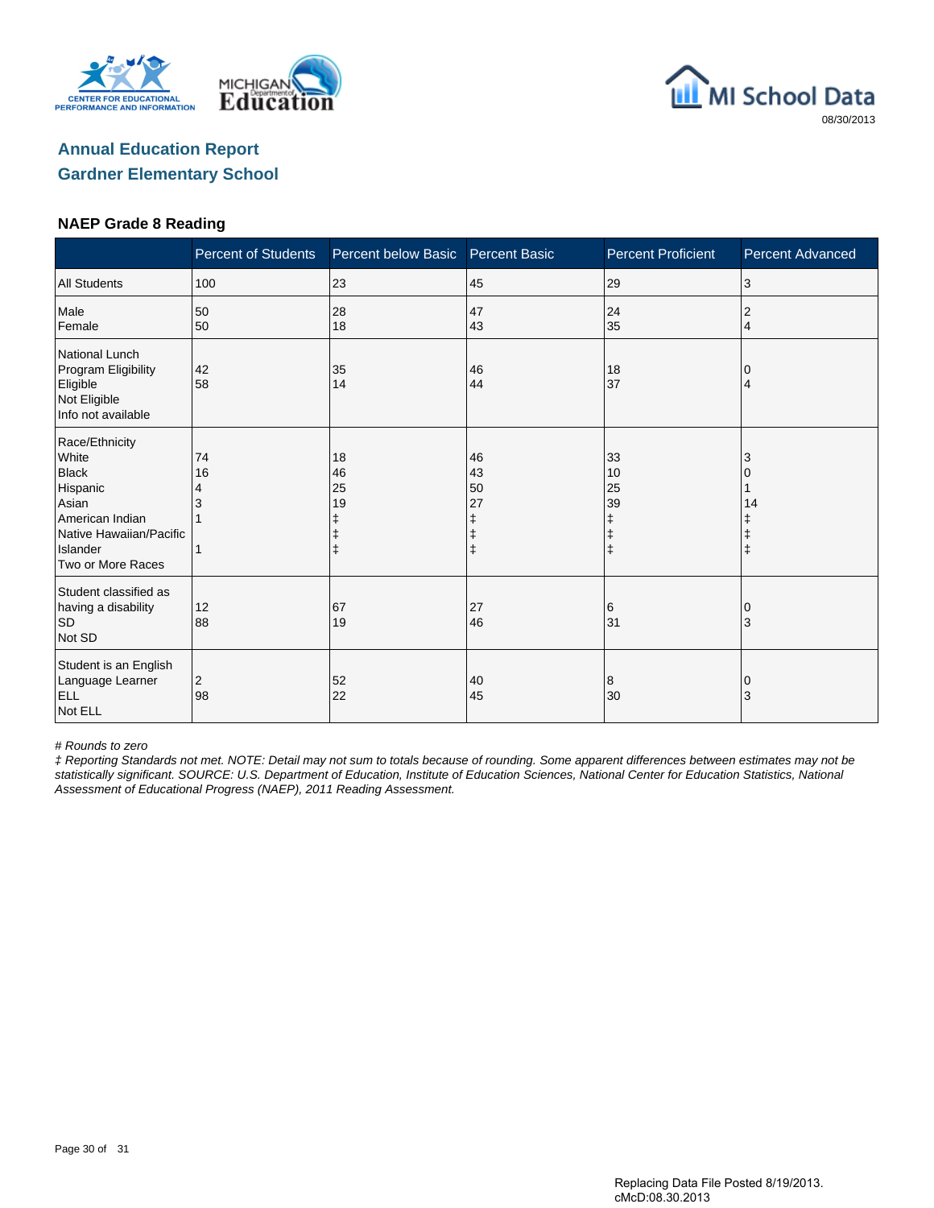# Annual Education Report

## Gardner Elementary School

### NAEP Grade 8 Reading

| | Percent of Students | Percent below Basic | Percent Basic | Percent Proficient | Percent Advanced |
|---|---|---|---|---|---|
| All Students | 100 | 23 | 45 | 29 | 3 |
| Male | 50 | 28 | 47 | 24 | 2 |
| Female | 50 | 18 | 43 | 35 | 4 |
| National Lunch Program Eligibility | | | | | |
| Eligible | 42 | 35 | 46 | 18 | 0 |
| Not Eligible | 58 | 14 | 44 | 37 | 4 |
| Info not available | | | | | |
| Race/Ethnicity | | | | | |
| White | 74 | 18 | 46 | 33 | 3 |
| Black | 16 | 46 | 43 | 10 | 0 |
| Hispanic | 4 | 25 | 50 | 25 | 1 |
| Asian | 3 | 19 | 27 | 39 | 14 |
| American Indian | 1 | ‡ | ‡ | ‡ | ‡ |
| Native Hawaiian/Pacific Islander | | ‡ | ‡ | ‡ | ‡ |
| Two or More Races | 1 | ‡ | ‡ | ‡ | ‡ |
| Student classified as having a disability | | | | | |
| SD | 12 | 67 | 27 | 6 | 0 |
| Not SD | 88 | 19 | 46 | 31 | 3 |
| Student is an English Language Learner | | | | | |
| ELL | 2 | 52 | 40 | 8 | 0 |
| Not ELL | 98 | 22 | 45 | 30 | 3 |

*# Rounds to zero*

*‡ Reporting Standards not met. NOTE: Detail may not sum to totals because of rounding. Some apparent differences between estimates may not be statistically significant. SOURCE: U.S. Department of Education, Institute of Education Sciences, National Center for Education Statistics, National Assessment of Educational Progress (NAEP), 2011 Reading Assessment.*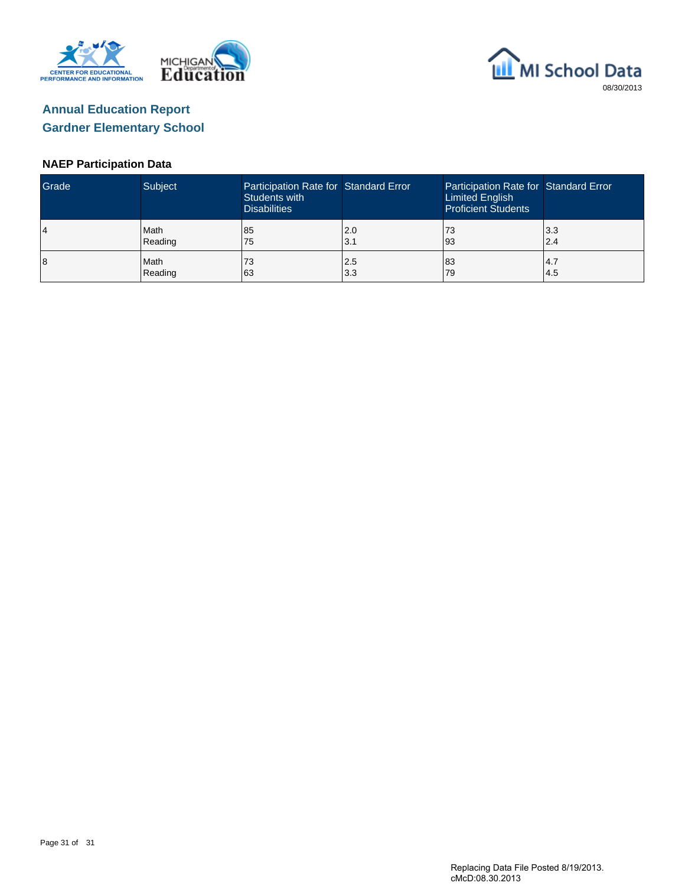# Annual Education Report
## Gardner Elementary School

### NAEP Participation Data

| Grade | Subject | Participation Rate for Students with Disabilities | Standard Error | Participation Rate for Limited English Proficient Students | Standard Error |
|---|---|---|---|---|---|
| 4 | Math<br>Reading | 85<br>75 | 2.0<br>3.1 | 73<br>93 | 3.3<br>2.4 |
| 8 | Math<br>Reading | 73<br>63 | 2.5<br>3.3 | 83<br>79 | 4.7<br>4.5 |

Replacing Data File Posted 8/19/2013.
cMcD:08.30.2013